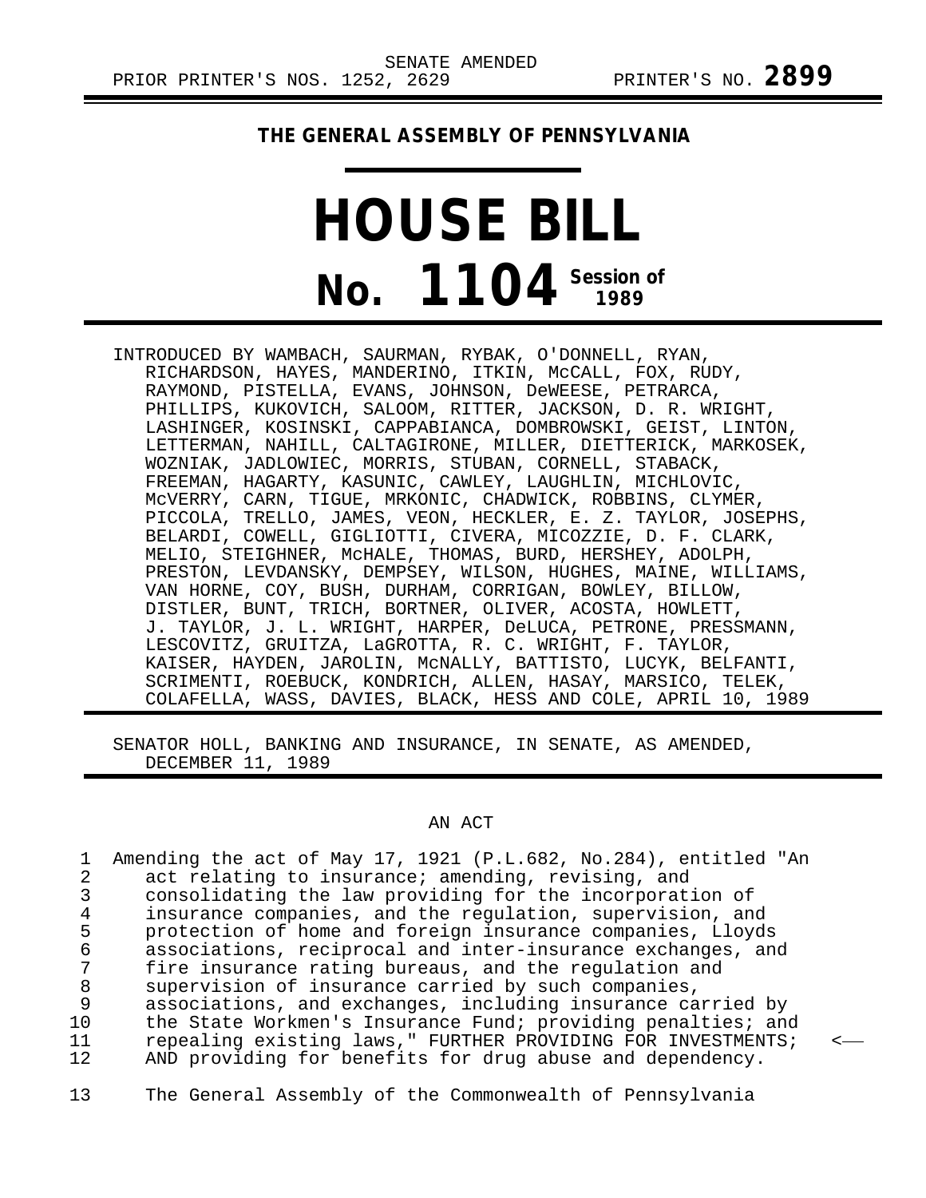SENATE AMENDED

PRIOR PRINTER'S NOS. 1252, 2629 PRINTER'S NO. **2899**

**THE GENERAL ASSEMBLY OF PENNSYLVANIA**

# HOUSE BILL

# No. 1104 Session of 1989

INTRODUCED BY WAMBACH, SAURMAN, RYBAK, O'DONNELL, RYAN, RICHARDSON, HAYES, MANDERINO, ITKIN, McCALL, FOX, RUDY, RAYMOND, PISTELLA, EVANS, JOHNSON, DeWEESE, PETRARCA, PHILLIPS, KUKOVICH, SALOOM, RITTER, JACKSON, D. R. WRIGHT, LASHINGER, KOSINSKI, CAPPABIANCA, DOMBROWSKI, GEIST, LINTON, LETTERMAN, NAHILL, CALTAGIRONE, MILLER, DIETTERICK, MARKOSEK, WOZNIAK, JADLOWIEC, MORRIS, STUBAN, CORNELL, STABACK, FREEMAN, HAGARTY, KASUNIC, CAWLEY, LAUGHLIN, MICHLOVIC, McVERRY, CARN, TIGUE, MRKONIC, CHADWICK, ROBBINS, CLYMER, PICCOLA, TRELLO, JAMES, VEON, HECKLER, E. Z. TAYLOR, JOSEPHS, BELARDI, COWELL, GIGLIOTTI, CIVERA, MICOZZIE, D. F. CLARK, MELIO, STEIGHNER, McHALE, THOMAS, BURD, HERSHEY, ADOLPH, PRESTON, LEVDANSKY, DEMPSEY, WILSON, HUGHES, MAINE, WILLIAMS, VAN HORNE, COY, BUSH, DURHAM, CORRIGAN, BOWLEY, BILLOW, DISTLER, BUNT, TRICH, BORTNER, OLIVER, ACOSTA, HOWLETT, J. TAYLOR, J. L. WRIGHT, HARPER, DeLUCA, PETRONE, PRESSMANN, LESCOVITZ, GRUITZA, LaGROTTA, R. C. WRIGHT, F. TAYLOR, KAISER, HAYDEN, JAROLIN, McNALLY, BATTISTO, LUCYK, BELFANTI, SCRIMENTI, ROEBUCK, KONDRICH, ALLEN, HASAY, MARSICO, TELEK, COLAFELLA, WASS, DAVIES, BLACK, HESS AND COLE, APRIL 10, 1989

SENATOR HOLL, BANKING AND INSURANCE, IN SENATE, AS AMENDED, DECEMBER 11, 1989

AN ACT

1 Amending the act of May 17, 1921 (P.L.682, No.284), entitled "An
2 act relating to insurance; amending, revising, and
3 consolidating the law providing for the incorporation of
4 insurance companies, and the regulation, supervision, and
5 protection of home and foreign insurance companies, Lloyds
6 associations, reciprocal and inter-insurance exchanges, and
7 fire insurance rating bureaus, and the regulation and
8 supervision of insurance carried by such companies,
9 associations, and exchanges, including insurance carried by
10 the State Workmen's Insurance Fund; providing penalties; and
11 repealing existing laws," FURTHER PROVIDING FOR INVESTMENTS; <—
12 AND providing for benefits for drug abuse and dependency.

13 The General Assembly of the Commonwealth of Pennsylvania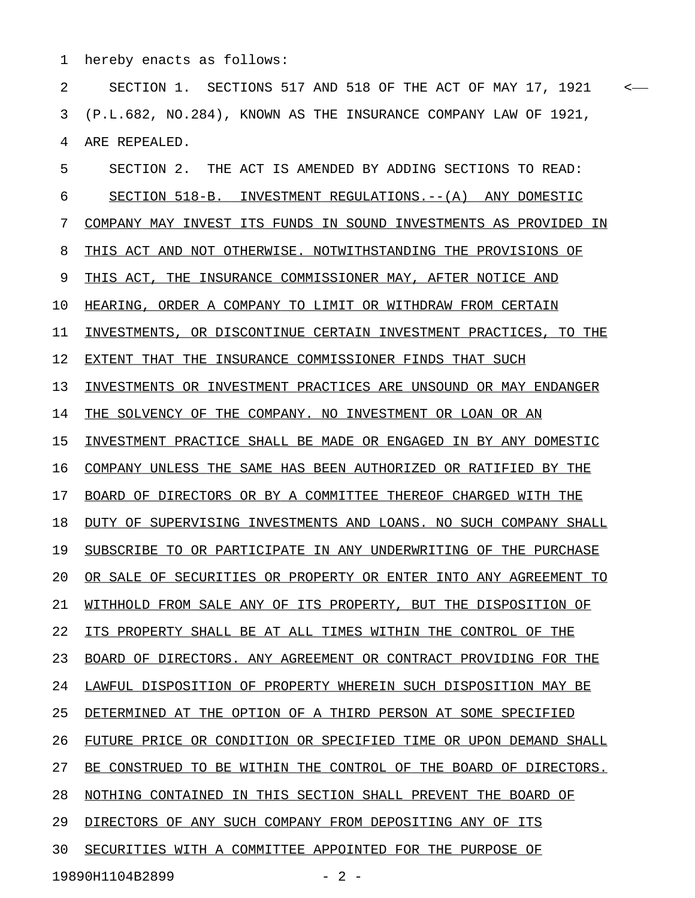hereby enacts as follows:

SECTION 1. SECTIONS 517 AND 518 OF THE ACT OF MAY 17, 1921 (P.L.682, NO.284), KNOWN AS THE INSURANCE COMPANY LAW OF 1921, ARE REPEALED.

SECTION 2. THE ACT IS AMENDED BY ADDING SECTIONS TO READ:

SECTION 518-B. INVESTMENT REGULATIONS.--(A) ANY DOMESTIC COMPANY MAY INVEST ITS FUNDS IN SOUND INVESTMENTS AS PROVIDED IN THIS ACT AND NOT OTHERWISE. NOTWITHSTANDING THE PROVISIONS OF THIS ACT, THE INSURANCE COMMISSIONER MAY, AFTER NOTICE AND HEARING, ORDER A COMPANY TO LIMIT OR WITHDRAW FROM CERTAIN INVESTMENTS, OR DISCONTINUE CERTAIN INVESTMENT PRACTICES, TO THE EXTENT THAT THE INSURANCE COMMISSIONER FINDS THAT SUCH INVESTMENTS OR INVESTMENT PRACTICES ARE UNSOUND OR MAY ENDANGER THE SOLVENCY OF THE COMPANY. NO INVESTMENT OR LOAN OR AN INVESTMENT PRACTICE SHALL BE MADE OR ENGAGED IN BY ANY DOMESTIC COMPANY UNLESS THE SAME HAS BEEN AUTHORIZED OR RATIFIED BY THE BOARD OF DIRECTORS OR BY A COMMITTEE THEREOF CHARGED WITH THE DUTY OF SUPERVISING INVESTMENTS AND LOANS. NO SUCH COMPANY SHALL SUBSCRIBE TO OR PARTICIPATE IN ANY UNDERWRITING OF THE PURCHASE OR SALE OF SECURITIES OR PROPERTY OR ENTER INTO ANY AGREEMENT TO WITHHOLD FROM SALE ANY OF ITS PROPERTY, BUT THE DISPOSITION OF ITS PROPERTY SHALL BE AT ALL TIMES WITHIN THE CONTROL OF THE BOARD OF DIRECTORS. ANY AGREEMENT OR CONTRACT PROVIDING FOR THE LAWFUL DISPOSITION OF PROPERTY WHEREIN SUCH DISPOSITION MAY BE DETERMINED AT THE OPTION OF A THIRD PERSON AT SOME SPECIFIED FUTURE PRICE OR CONDITION OR SPECIFIED TIME OR UPON DEMAND SHALL BE CONSTRUED TO BE WITHIN THE CONTROL OF THE BOARD OF DIRECTORS. NOTHING CONTAINED IN THIS SECTION SHALL PREVENT THE BOARD OF DIRECTORS OF ANY SUCH COMPANY FROM DEPOSITING ANY OF ITS SECURITIES WITH A COMMITTEE APPOINTED FOR THE PURPOSE OF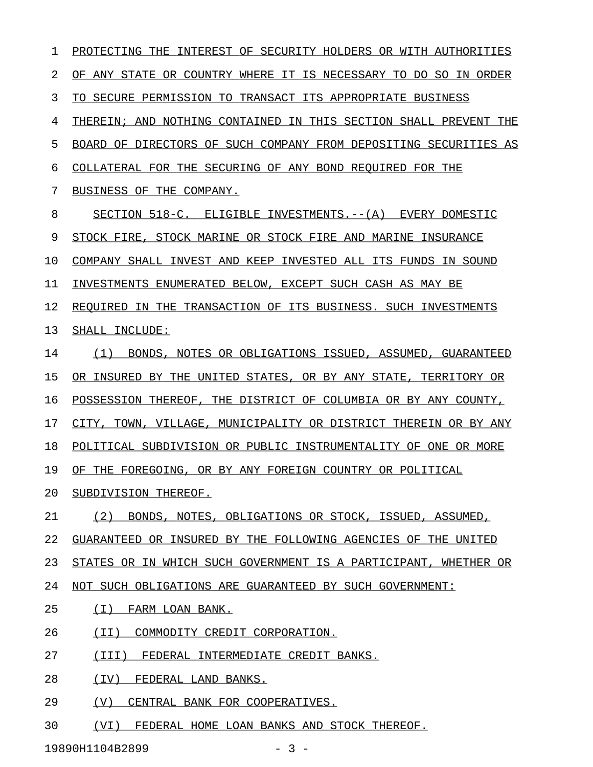PROTECTING THE INTEREST OF SECURITY HOLDERS OR WITH AUTHORITIES OF ANY STATE OR COUNTRY WHERE IT IS NECESSARY TO DO SO IN ORDER TO SECURE PERMISSION TO TRANSACT ITS APPROPRIATE BUSINESS THEREIN; AND NOTHING CONTAINED IN THIS SECTION SHALL PREVENT THE BOARD OF DIRECTORS OF SUCH COMPANY FROM DEPOSITING SECURITIES AS COLLATERAL FOR THE SECURING OF ANY BOND REQUIRED FOR THE BUSINESS OF THE COMPANY.

SECTION 518-C. ELIGIBLE INVESTMENTS.--(A) EVERY DOMESTIC STOCK FIRE, STOCK MARINE OR STOCK FIRE AND MARINE INSURANCE COMPANY SHALL INVEST AND KEEP INVESTED ALL ITS FUNDS IN SOUND INVESTMENTS ENUMERATED BELOW, EXCEPT SUCH CASH AS MAY BE REQUIRED IN THE TRANSACTION OF ITS BUSINESS. SUCH INVESTMENTS SHALL INCLUDE:

(1) BONDS, NOTES OR OBLIGATIONS ISSUED, ASSUMED, GUARANTEED OR INSURED BY THE UNITED STATES, OR BY ANY STATE, TERRITORY OR POSSESSION THEREOF, THE DISTRICT OF COLUMBIA OR BY ANY COUNTY, CITY, TOWN, VILLAGE, MUNICIPALITY OR DISTRICT THEREIN OR BY ANY POLITICAL SUBDIVISION OR PUBLIC INSTRUMENTALITY OF ONE OR MORE OF THE FOREGOING, OR BY ANY FOREIGN COUNTRY OR POLITICAL SUBDIVISION THEREOF.

(2) BONDS, NOTES, OBLIGATIONS OR STOCK, ISSUED, ASSUMED, GUARANTEED OR INSURED BY THE FOLLOWING AGENCIES OF THE UNITED STATES OR IN WHICH SUCH GOVERNMENT IS A PARTICIPANT, WHETHER OR NOT SUCH OBLIGATIONS ARE GUARANTEED BY SUCH GOVERNMENT:

(I) FARM LOAN BANK.

(II) COMMODITY CREDIT CORPORATION.

(III) FEDERAL INTERMEDIATE CREDIT BANKS.

(IV) FEDERAL LAND BANKS.

(V) CENTRAL BANK FOR COOPERATIVES.

(VI) FEDERAL HOME LOAN BANKS AND STOCK THEREOF.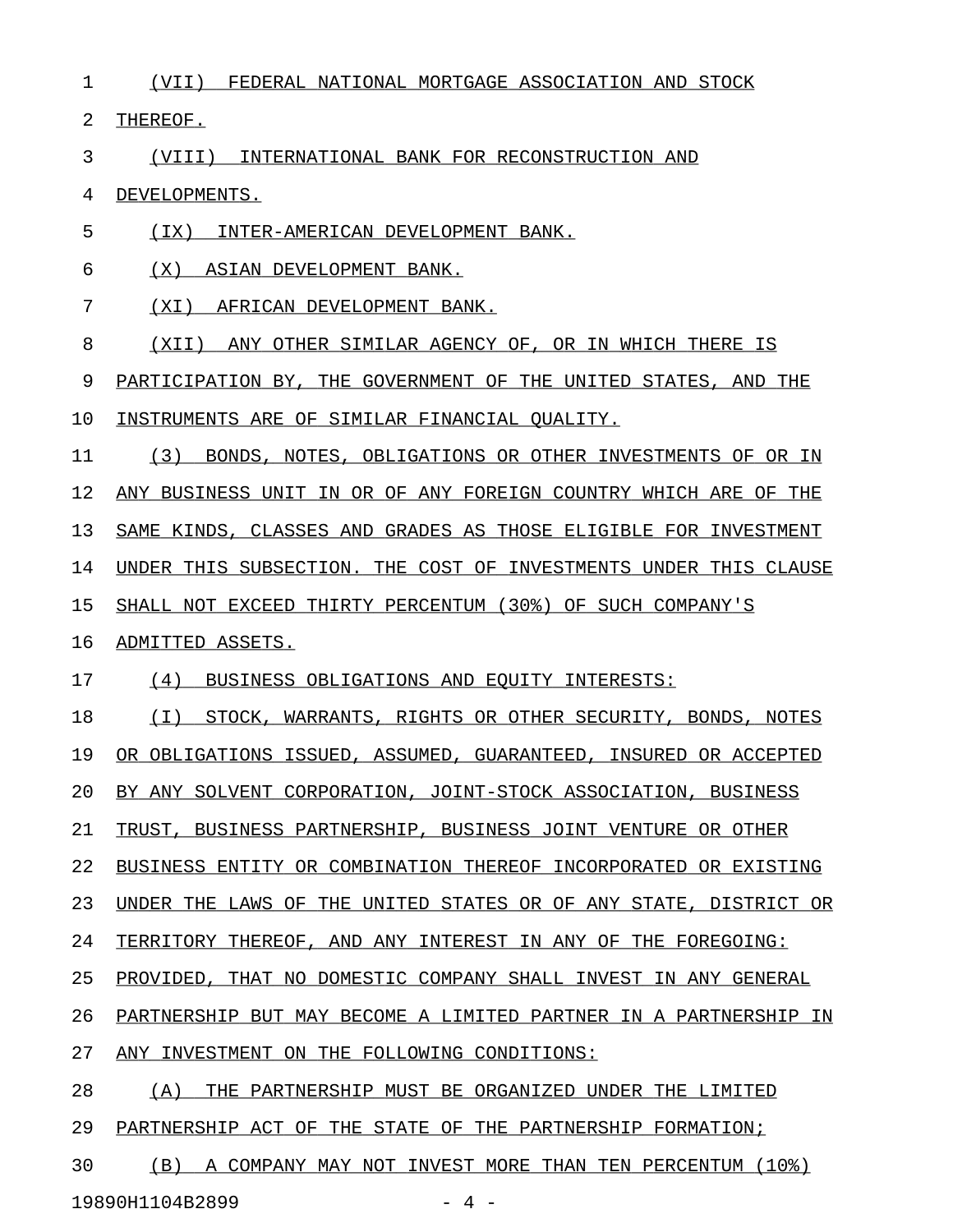(VII) FEDERAL NATIONAL MORTGAGE ASSOCIATION AND STOCK THEREOF.

(VIII) INTERNATIONAL BANK FOR RECONSTRUCTION AND DEVELOPMENTS.

(IX) INTER-AMERICAN DEVELOPMENT BANK.

(X) ASIAN DEVELOPMENT BANK.

(XI) AFRICAN DEVELOPMENT BANK.

(XII) ANY OTHER SIMILAR AGENCY OF, OR IN WHICH THERE IS PARTICIPATION BY, THE GOVERNMENT OF THE UNITED STATES, AND THE INSTRUMENTS ARE OF SIMILAR FINANCIAL QUALITY.

(3) BONDS, NOTES, OBLIGATIONS OR OTHER INVESTMENTS OF OR IN ANY BUSINESS UNIT IN OR OF ANY FOREIGN COUNTRY WHICH ARE OF THE SAME KINDS, CLASSES AND GRADES AS THOSE ELIGIBLE FOR INVESTMENT UNDER THIS SUBSECTION. THE COST OF INVESTMENTS UNDER THIS CLAUSE SHALL NOT EXCEED THIRTY PERCENTUM (30%) OF SUCH COMPANY'S ADMITTED ASSETS.

(4) BUSINESS OBLIGATIONS AND EQUITY INTERESTS:

(I) STOCK, WARRANTS, RIGHTS OR OTHER SECURITY, BONDS, NOTES OR OBLIGATIONS ISSUED, ASSUMED, GUARANTEED, INSURED OR ACCEPTED BY ANY SOLVENT CORPORATION, JOINT-STOCK ASSOCIATION, BUSINESS TRUST, BUSINESS PARTNERSHIP, BUSINESS JOINT VENTURE OR OTHER BUSINESS ENTITY OR COMBINATION THEREOF INCORPORATED OR EXISTING UNDER THE LAWS OF THE UNITED STATES OR OF ANY STATE, DISTRICT OR TERRITORY THEREOF, AND ANY INTEREST IN ANY OF THE FOREGOING: PROVIDED, THAT NO DOMESTIC COMPANY SHALL INVEST IN ANY GENERAL PARTNERSHIP BUT MAY BECOME A LIMITED PARTNER IN A PARTNERSHIP IN ANY INVESTMENT ON THE FOLLOWING CONDITIONS:

(A) THE PARTNERSHIP MUST BE ORGANIZED UNDER THE LIMITED PARTNERSHIP ACT OF THE STATE OF THE PARTNERSHIP FORMATION;

(B) A COMPANY MAY NOT INVEST MORE THAN TEN PERCENTUM (10%)

19890H1104B2899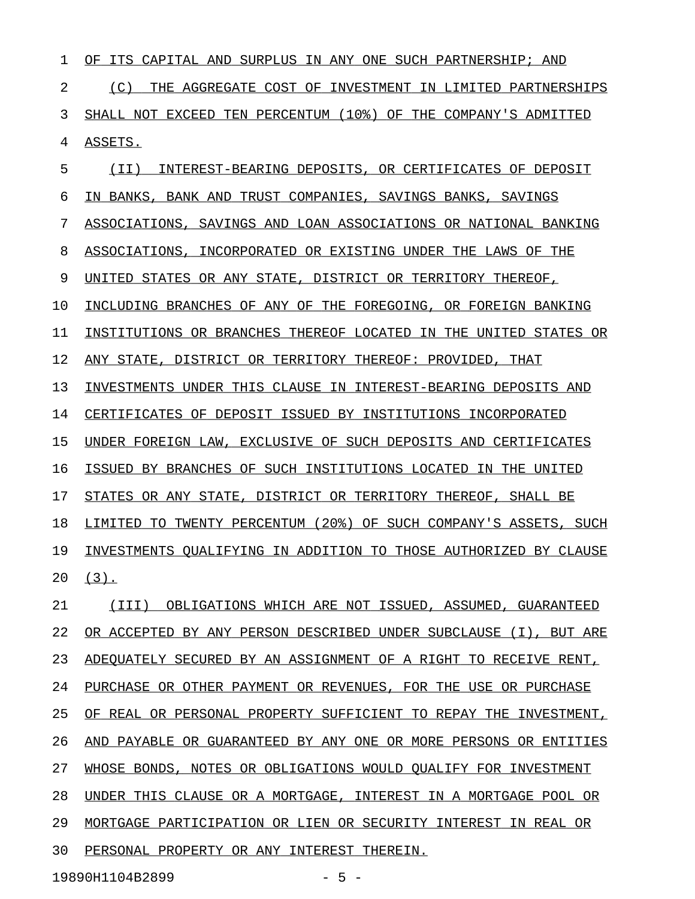OF ITS CAPITAL AND SURPLUS IN ANY ONE SUCH PARTNERSHIP; AND

(C) THE AGGREGATE COST OF INVESTMENT IN LIMITED PARTNERSHIPS SHALL NOT EXCEED TEN PERCENTUM (10%) OF THE COMPANY'S ADMITTED ASSETS.

(II) INTEREST-BEARING DEPOSITS, OR CERTIFICATES OF DEPOSIT IN BANKS, BANK AND TRUST COMPANIES, SAVINGS BANKS, SAVINGS ASSOCIATIONS, SAVINGS AND LOAN ASSOCIATIONS OR NATIONAL BANKING ASSOCIATIONS, INCORPORATED OR EXISTING UNDER THE LAWS OF THE UNITED STATES OR ANY STATE, DISTRICT OR TERRITORY THEREOF, INCLUDING BRANCHES OF ANY OF THE FOREGOING, OR FOREIGN BANKING INSTITUTIONS OR BRANCHES THEREOF LOCATED IN THE UNITED STATES OR ANY STATE, DISTRICT OR TERRITORY THEREOF: PROVIDED, THAT INVESTMENTS UNDER THIS CLAUSE IN INTEREST-BEARING DEPOSITS AND CERTIFICATES OF DEPOSIT ISSUED BY INSTITUTIONS INCORPORATED UNDER FOREIGN LAW, EXCLUSIVE OF SUCH DEPOSITS AND CERTIFICATES ISSUED BY BRANCHES OF SUCH INSTITUTIONS LOCATED IN THE UNITED STATES OR ANY STATE, DISTRICT OR TERRITORY THEREOF, SHALL BE LIMITED TO TWENTY PERCENTUM (20%) OF SUCH COMPANY'S ASSETS, SUCH INVESTMENTS QUALIFYING IN ADDITION TO THOSE AUTHORIZED BY CLAUSE (3).

(III) OBLIGATIONS WHICH ARE NOT ISSUED, ASSUMED, GUARANTEED OR ACCEPTED BY ANY PERSON DESCRIBED UNDER SUBCLAUSE (I), BUT ARE ADEQUATELY SECURED BY AN ASSIGNMENT OF A RIGHT TO RECEIVE RENT, PURCHASE OR OTHER PAYMENT OR REVENUES, FOR THE USE OR PURCHASE OF REAL OR PERSONAL PROPERTY SUFFICIENT TO REPAY THE INVESTMENT, AND PAYABLE OR GUARANTEED BY ANY ONE OR MORE PERSONS OR ENTITIES WHOSE BONDS, NOTES OR OBLIGATIONS WOULD QUALIFY FOR INVESTMENT UNDER THIS CLAUSE OR A MORTGAGE, INTEREST IN A MORTGAGE POOL OR MORTGAGE PARTICIPATION OR LIEN OR SECURITY INTEREST IN REAL OR PERSONAL PROPERTY OR ANY INTEREST THEREIN.

19890H1104B2899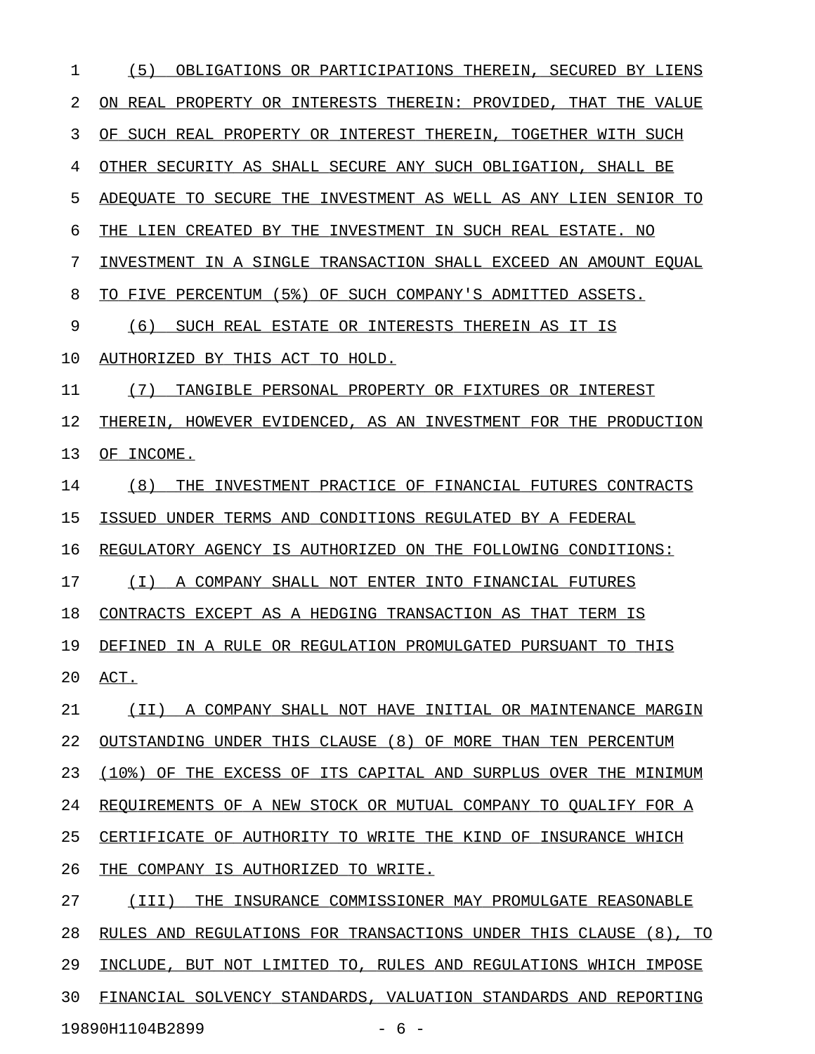(5) OBLIGATIONS OR PARTICIPATIONS THEREIN, SECURED BY LIENS ON REAL PROPERTY OR INTERESTS THEREIN: PROVIDED, THAT THE VALUE OF SUCH REAL PROPERTY OR INTEREST THEREIN, TOGETHER WITH SUCH OTHER SECURITY AS SHALL SECURE ANY SUCH OBLIGATION, SHALL BE ADEQUATE TO SECURE THE INVESTMENT AS WELL AS ANY LIEN SENIOR TO THE LIEN CREATED BY THE INVESTMENT IN SUCH REAL ESTATE. NO INVESTMENT IN A SINGLE TRANSACTION SHALL EXCEED AN AMOUNT EQUAL TO FIVE PERCENTUM (5%) OF SUCH COMPANY'S ADMITTED ASSETS.

(6) SUCH REAL ESTATE OR INTERESTS THEREIN AS IT IS AUTHORIZED BY THIS ACT TO HOLD.

(7) TANGIBLE PERSONAL PROPERTY OR FIXTURES OR INTEREST THEREIN, HOWEVER EVIDENCED, AS AN INVESTMENT FOR THE PRODUCTION OF INCOME.

(8) THE INVESTMENT PRACTICE OF FINANCIAL FUTURES CONTRACTS ISSUED UNDER TERMS AND CONDITIONS REGULATED BY A FEDERAL REGULATORY AGENCY IS AUTHORIZED ON THE FOLLOWING CONDITIONS:

(I) A COMPANY SHALL NOT ENTER INTO FINANCIAL FUTURES CONTRACTS EXCEPT AS A HEDGING TRANSACTION AS THAT TERM IS DEFINED IN A RULE OR REGULATION PROMULGATED PURSUANT TO THIS ACT.

(II) A COMPANY SHALL NOT HAVE INITIAL OR MAINTENANCE MARGIN OUTSTANDING UNDER THIS CLAUSE (8) OF MORE THAN TEN PERCENTUM (10%) OF THE EXCESS OF ITS CAPITAL AND SURPLUS OVER THE MINIMUM REQUIREMENTS OF A NEW STOCK OR MUTUAL COMPANY TO QUALIFY FOR A CERTIFICATE OF AUTHORITY TO WRITE THE KIND OF INSURANCE WHICH THE COMPANY IS AUTHORIZED TO WRITE.

(III) THE INSURANCE COMMISSIONER MAY PROMULGATE REASONABLE RULES AND REGULATIONS FOR TRANSACTIONS UNDER THIS CLAUSE (8), TO INCLUDE, BUT NOT LIMITED TO, RULES AND REGULATIONS WHICH IMPOSE FINANCIAL SOLVENCY STANDARDS, VALUATION STANDARDS AND REPORTING

19890H1104B2899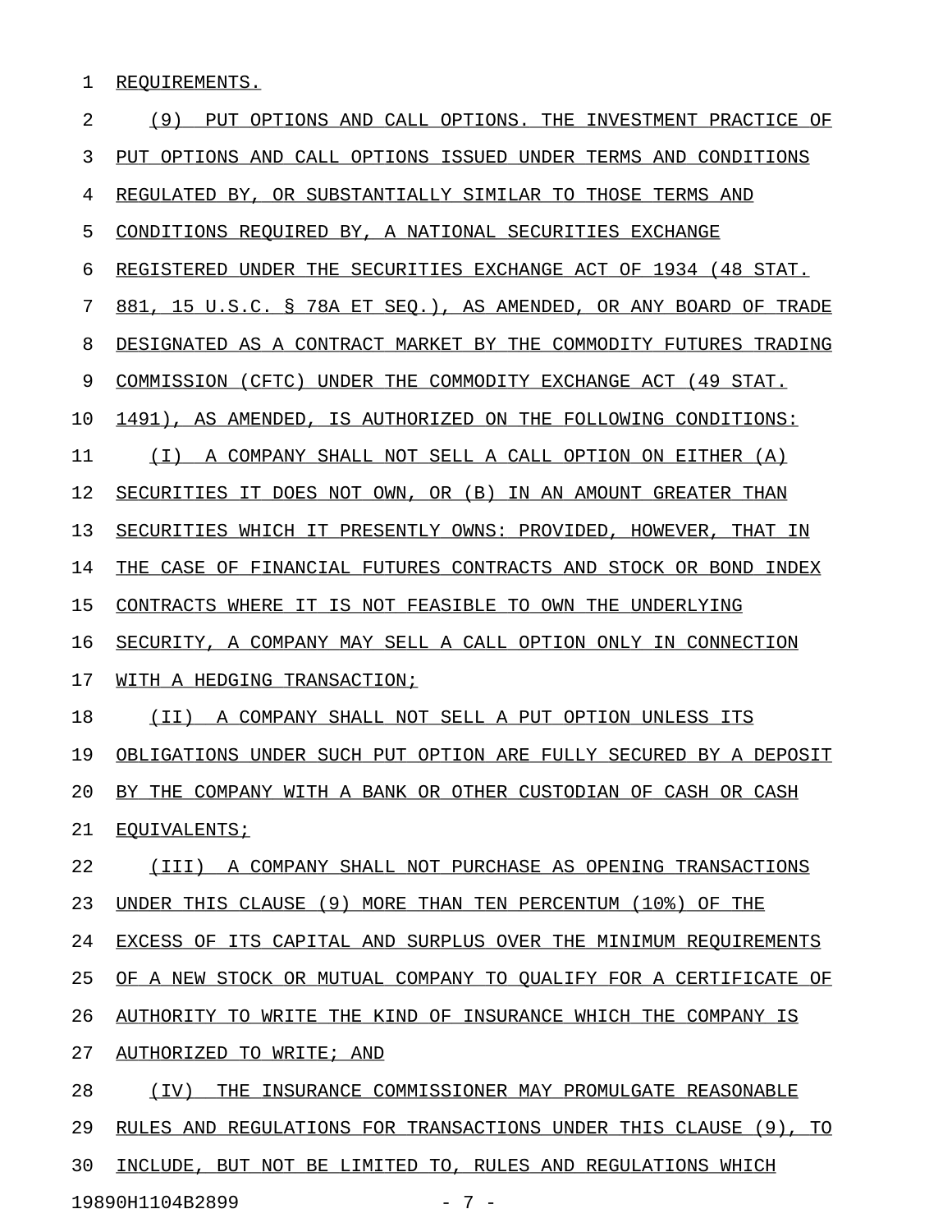REQUIREMENTS.

(9) PUT OPTIONS AND CALL OPTIONS. THE INVESTMENT PRACTICE OF PUT OPTIONS AND CALL OPTIONS ISSUED UNDER TERMS AND CONDITIONS REGULATED BY, OR SUBSTANTIALLY SIMILAR TO THOSE TERMS AND CONDITIONS REQUIRED BY, A NATIONAL SECURITIES EXCHANGE REGISTERED UNDER THE SECURITIES EXCHANGE ACT OF 1934 (48 STAT. 881, 15 U.S.C. § 78A ET SEQ.), AS AMENDED, OR ANY BOARD OF TRADE DESIGNATED AS A CONTRACT MARKET BY THE COMMODITY FUTURES TRADING COMMISSION (CFTC) UNDER THE COMMODITY EXCHANGE ACT (49 STAT. 1491), AS AMENDED, IS AUTHORIZED ON THE FOLLOWING CONDITIONS:

(I) A COMPANY SHALL NOT SELL A CALL OPTION ON EITHER (A) SECURITIES IT DOES NOT OWN, OR (B) IN AN AMOUNT GREATER THAN SECURITIES WHICH IT PRESENTLY OWNS: PROVIDED, HOWEVER, THAT IN THE CASE OF FINANCIAL FUTURES CONTRACTS AND STOCK OR BOND INDEX CONTRACTS WHERE IT IS NOT FEASIBLE TO OWN THE UNDERLYING SECURITY, A COMPANY MAY SELL A CALL OPTION ONLY IN CONNECTION WITH A HEDGING TRANSACTION;

(II) A COMPANY SHALL NOT SELL A PUT OPTION UNLESS ITS OBLIGATIONS UNDER SUCH PUT OPTION ARE FULLY SECURED BY A DEPOSIT BY THE COMPANY WITH A BANK OR OTHER CUSTODIAN OF CASH OR CASH EQUIVALENTS;

(III) A COMPANY SHALL NOT PURCHASE AS OPENING TRANSACTIONS UNDER THIS CLAUSE (9) MORE THAN TEN PERCENTUM (10%) OF THE EXCESS OF ITS CAPITAL AND SURPLUS OVER THE MINIMUM REQUIREMENTS OF A NEW STOCK OR MUTUAL COMPANY TO QUALIFY FOR A CERTIFICATE OF AUTHORITY TO WRITE THE KIND OF INSURANCE WHICH THE COMPANY IS AUTHORIZED TO WRITE; AND

(IV) THE INSURANCE COMMISSIONER MAY PROMULGATE REASONABLE RULES AND REGULATIONS FOR TRANSACTIONS UNDER THIS CLAUSE (9), TO INCLUDE, BUT NOT BE LIMITED TO, RULES AND REGULATIONS WHICH

19890H1104B2899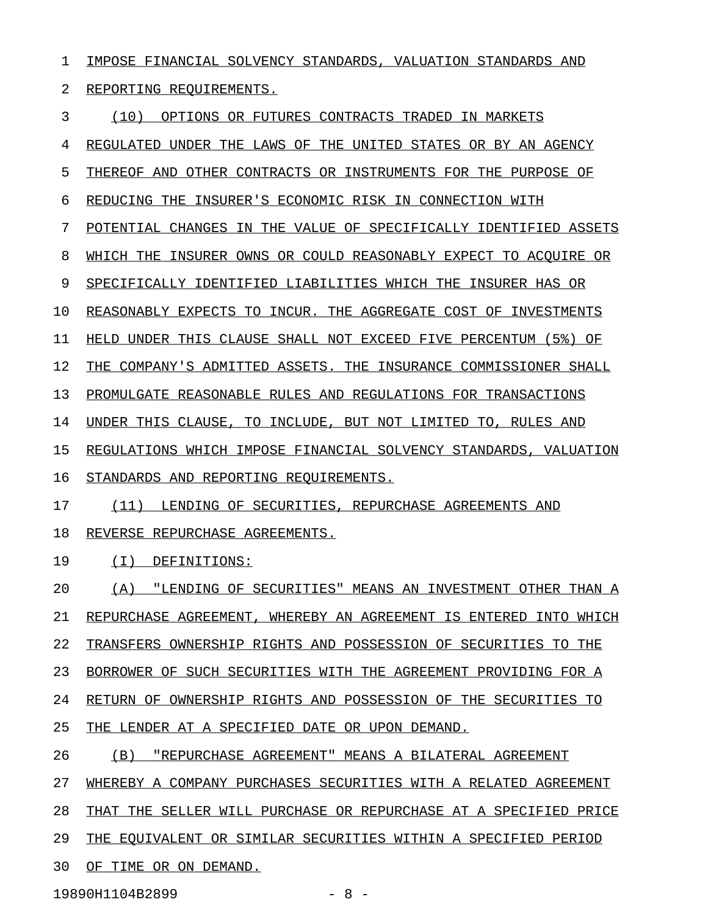IMPOSE FINANCIAL SOLVENCY STANDARDS, VALUATION STANDARDS AND REPORTING REQUIREMENTS.

(10) OPTIONS OR FUTURES CONTRACTS TRADED IN MARKETS REGULATED UNDER THE LAWS OF THE UNITED STATES OR BY AN AGENCY THEREOF AND OTHER CONTRACTS OR INSTRUMENTS FOR THE PURPOSE OF REDUCING THE INSURER'S ECONOMIC RISK IN CONNECTION WITH POTENTIAL CHANGES IN THE VALUE OF SPECIFICALLY IDENTIFIED ASSETS WHICH THE INSURER OWNS OR COULD REASONABLY EXPECT TO ACQUIRE OR SPECIFICALLY IDENTIFIED LIABILITIES WHICH THE INSURER HAS OR REASONABLY EXPECTS TO INCUR. THE AGGREGATE COST OF INVESTMENTS HELD UNDER THIS CLAUSE SHALL NOT EXCEED FIVE PERCENTUM (5%) OF THE COMPANY'S ADMITTED ASSETS. THE INSURANCE COMMISSIONER SHALL PROMULGATE REASONABLE RULES AND REGULATIONS FOR TRANSACTIONS UNDER THIS CLAUSE, TO INCLUDE, BUT NOT LIMITED TO, RULES AND REGULATIONS WHICH IMPOSE FINANCIAL SOLVENCY STANDARDS, VALUATION STANDARDS AND REPORTING REQUIREMENTS.

(11) LENDING OF SECURITIES, REPURCHASE AGREEMENTS AND REVERSE REPURCHASE AGREEMENTS.

(I) DEFINITIONS:

(A) "LENDING OF SECURITIES" MEANS AN INVESTMENT OTHER THAN A REPURCHASE AGREEMENT, WHEREBY AN AGREEMENT IS ENTERED INTO WHICH TRANSFERS OWNERSHIP RIGHTS AND POSSESSION OF SECURITIES TO THE BORROWER OF SUCH SECURITIES WITH THE AGREEMENT PROVIDING FOR A RETURN OF OWNERSHIP RIGHTS AND POSSESSION OF THE SECURITIES TO THE LENDER AT A SPECIFIED DATE OR UPON DEMAND.

(B) "REPURCHASE AGREEMENT" MEANS A BILATERAL AGREEMENT WHEREBY A COMPANY PURCHASES SECURITIES WITH A RELATED AGREEMENT THAT THE SELLER WILL PURCHASE OR REPURCHASE AT A SPECIFIED PRICE THE EQUIVALENT OR SIMILAR SECURITIES WITHIN A SPECIFIED PERIOD OF TIME OR ON DEMAND.

19890H1104B2899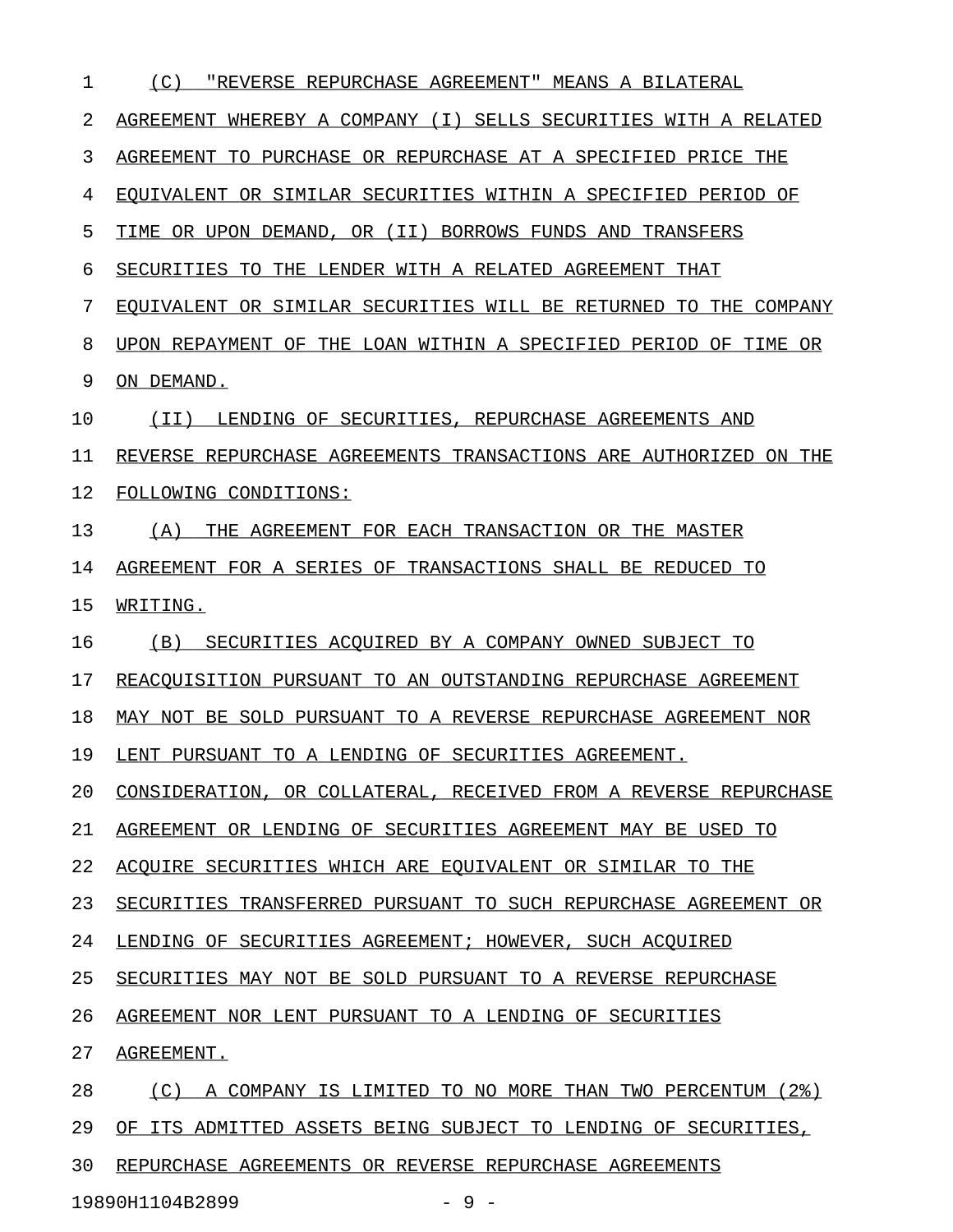(C) "REVERSE REPURCHASE AGREEMENT" MEANS A BILATERAL AGREEMENT WHEREBY A COMPANY (I) SELLS SECURITIES WITH A RELATED AGREEMENT TO PURCHASE OR REPURCHASE AT A SPECIFIED PRICE THE EQUIVALENT OR SIMILAR SECURITIES WITHIN A SPECIFIED PERIOD OF TIME OR UPON DEMAND, OR (II) BORROWS FUNDS AND TRANSFERS SECURITIES TO THE LENDER WITH A RELATED AGREEMENT THAT EQUIVALENT OR SIMILAR SECURITIES WILL BE RETURNED TO THE COMPANY UPON REPAYMENT OF THE LOAN WITHIN A SPECIFIED PERIOD OF TIME OR ON DEMAND.

(II) LENDING OF SECURITIES, REPURCHASE AGREEMENTS AND REVERSE REPURCHASE AGREEMENTS TRANSACTIONS ARE AUTHORIZED ON THE FOLLOWING CONDITIONS:

(A) THE AGREEMENT FOR EACH TRANSACTION OR THE MASTER AGREEMENT FOR A SERIES OF TRANSACTIONS SHALL BE REDUCED TO WRITING.

(B) SECURITIES ACQUIRED BY A COMPANY OWNED SUBJECT TO REACQUISITION PURSUANT TO AN OUTSTANDING REPURCHASE AGREEMENT MAY NOT BE SOLD PURSUANT TO A REVERSE REPURCHASE AGREEMENT NOR LENT PURSUANT TO A LENDING OF SECURITIES AGREEMENT. CONSIDERATION, OR COLLATERAL, RECEIVED FROM A REVERSE REPURCHASE AGREEMENT OR LENDING OF SECURITIES AGREEMENT MAY BE USED TO ACQUIRE SECURITIES WHICH ARE EQUIVALENT OR SIMILAR TO THE SECURITIES TRANSFERRED PURSUANT TO SUCH REPURCHASE AGREEMENT OR LENDING OF SECURITIES AGREEMENT; HOWEVER, SUCH ACQUIRED SECURITIES MAY NOT BE SOLD PURSUANT TO A REVERSE REPURCHASE AGREEMENT NOR LENT PURSUANT TO A LENDING OF SECURITIES AGREEMENT.

(C) A COMPANY IS LIMITED TO NO MORE THAN TWO PERCENTUM (2%) OF ITS ADMITTED ASSETS BEING SUBJECT TO LENDING OF SECURITIES, REPURCHASE AGREEMENTS OR REVERSE REPURCHASE AGREEMENTS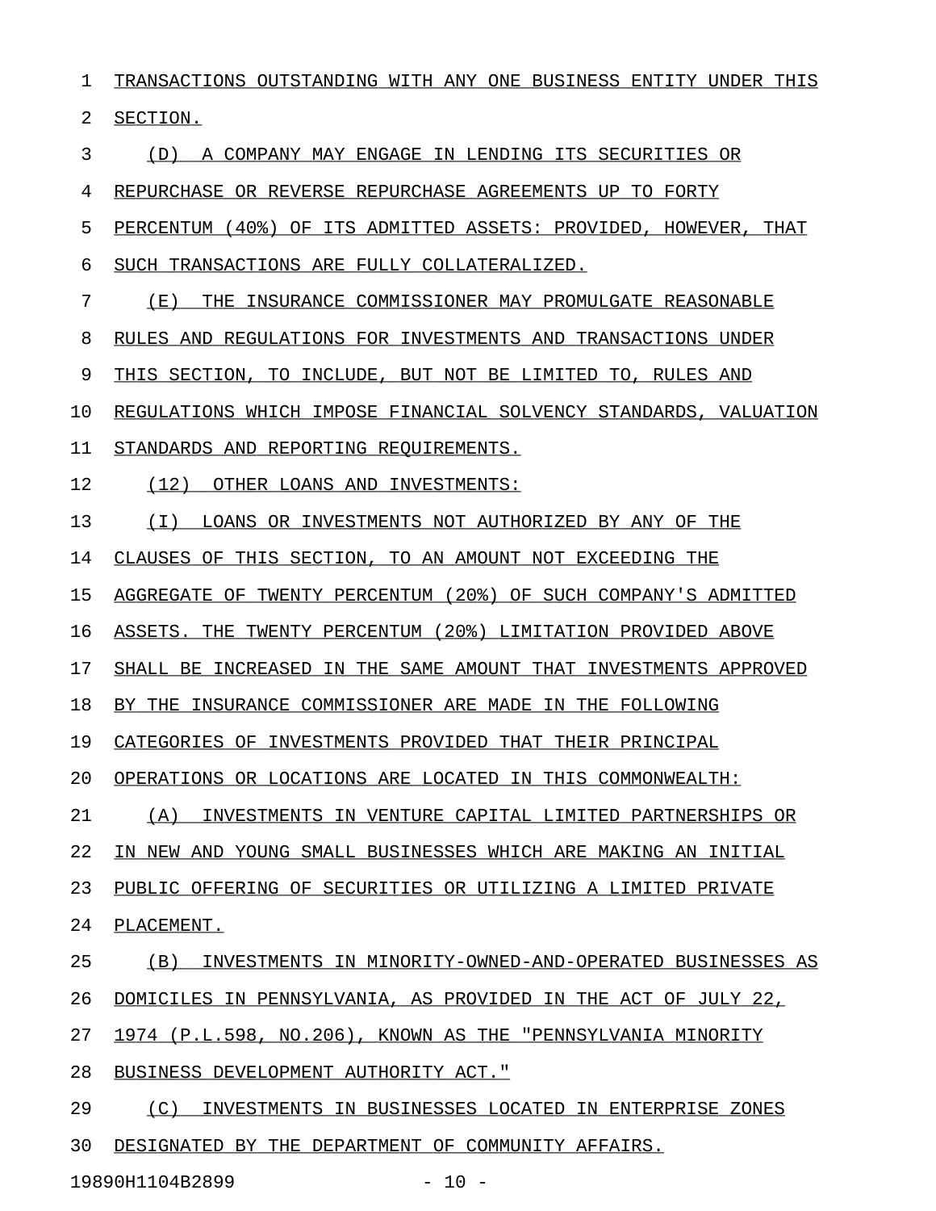TRANSACTIONS OUTSTANDING WITH ANY ONE BUSINESS ENTITY UNDER THIS SECTION.

(D) A COMPANY MAY ENGAGE IN LENDING ITS SECURITIES OR REPURCHASE OR REVERSE REPURCHASE AGREEMENTS UP TO FORTY PERCENTUM (40%) OF ITS ADMITTED ASSETS: PROVIDED, HOWEVER, THAT SUCH TRANSACTIONS ARE FULLY COLLATERALIZED.

(E) THE INSURANCE COMMISSIONER MAY PROMULGATE REASONABLE RULES AND REGULATIONS FOR INVESTMENTS AND TRANSACTIONS UNDER THIS SECTION, TO INCLUDE, BUT NOT BE LIMITED TO, RULES AND REGULATIONS WHICH IMPOSE FINANCIAL SOLVENCY STANDARDS, VALUATION STANDARDS AND REPORTING REQUIREMENTS.

(12) OTHER LOANS AND INVESTMENTS:

(I) LOANS OR INVESTMENTS NOT AUTHORIZED BY ANY OF THE CLAUSES OF THIS SECTION, TO AN AMOUNT NOT EXCEEDING THE AGGREGATE OF TWENTY PERCENTUM (20%) OF SUCH COMPANY'S ADMITTED ASSETS. THE TWENTY PERCENTUM (20%) LIMITATION PROVIDED ABOVE SHALL BE INCREASED IN THE SAME AMOUNT THAT INVESTMENTS APPROVED BY THE INSURANCE COMMISSIONER ARE MADE IN THE FOLLOWING CATEGORIES OF INVESTMENTS PROVIDED THAT THEIR PRINCIPAL OPERATIONS OR LOCATIONS ARE LOCATED IN THIS COMMONWEALTH:

(A) INVESTMENTS IN VENTURE CAPITAL LIMITED PARTNERSHIPS OR IN NEW AND YOUNG SMALL BUSINESSES WHICH ARE MAKING AN INITIAL PUBLIC OFFERING OF SECURITIES OR UTILIZING A LIMITED PRIVATE PLACEMENT.

(B) INVESTMENTS IN MINORITY-OWNED-AND-OPERATED BUSINESSES AS DOMICILES IN PENNSYLVANIA, AS PROVIDED IN THE ACT OF JULY 22, 1974 (P.L.598, NO.206), KNOWN AS THE "PENNSYLVANIA MINORITY BUSINESS DEVELOPMENT AUTHORITY ACT."

(C) INVESTMENTS IN BUSINESSES LOCATED IN ENTERPRISE ZONES DESIGNATED BY THE DEPARTMENT OF COMMUNITY AFFAIRS.

19890H1104B2899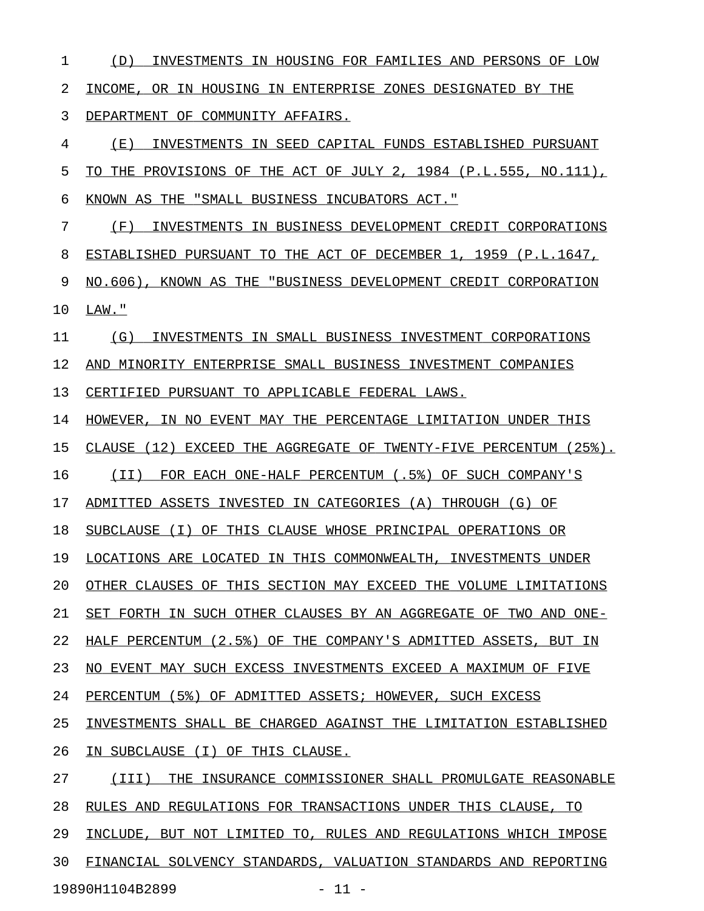(D) INVESTMENTS IN HOUSING FOR FAMILIES AND PERSONS OF LOW INCOME, OR IN HOUSING IN ENTERPRISE ZONES DESIGNATED BY THE DEPARTMENT OF COMMUNITY AFFAIRS.

(E) INVESTMENTS IN SEED CAPITAL FUNDS ESTABLISHED PURSUANT TO THE PROVISIONS OF THE ACT OF JULY 2, 1984 (P.L.555, NO.111), KNOWN AS THE "SMALL BUSINESS INCUBATORS ACT."

(F) INVESTMENTS IN BUSINESS DEVELOPMENT CREDIT CORPORATIONS ESTABLISHED PURSUANT TO THE ACT OF DECEMBER 1, 1959 (P.L.1647, NO.606), KNOWN AS THE "BUSINESS DEVELOPMENT CREDIT CORPORATION LAW."

(G) INVESTMENTS IN SMALL BUSINESS INVESTMENT CORPORATIONS AND MINORITY ENTERPRISE SMALL BUSINESS INVESTMENT COMPANIES CERTIFIED PURSUANT TO APPLICABLE FEDERAL LAWS.

HOWEVER, IN NO EVENT MAY THE PERCENTAGE LIMITATION UNDER THIS CLAUSE (12) EXCEED THE AGGREGATE OF TWENTY-FIVE PERCENTUM (25%).

(II) FOR EACH ONE-HALF PERCENTUM (.5%) OF SUCH COMPANY'S ADMITTED ASSETS INVESTED IN CATEGORIES (A) THROUGH (G) OF SUBCLAUSE (I) OF THIS CLAUSE WHOSE PRINCIPAL OPERATIONS OR LOCATIONS ARE LOCATED IN THIS COMMONWEALTH, INVESTMENTS UNDER OTHER CLAUSES OF THIS SECTION MAY EXCEED THE VOLUME LIMITATIONS SET FORTH IN SUCH OTHER CLAUSES BY AN AGGREGATE OF TWO AND ONE-HALF PERCENTUM (2.5%) OF THE COMPANY'S ADMITTED ASSETS, BUT IN NO EVENT MAY SUCH EXCESS INVESTMENTS EXCEED A MAXIMUM OF FIVE PERCENTUM (5%) OF ADMITTED ASSETS; HOWEVER, SUCH EXCESS INVESTMENTS SHALL BE CHARGED AGAINST THE LIMITATION ESTABLISHED IN SUBCLAUSE (I) OF THIS CLAUSE.

(III) THE INSURANCE COMMISSIONER SHALL PROMULGATE REASONABLE RULES AND REGULATIONS FOR TRANSACTIONS UNDER THIS CLAUSE, TO INCLUDE, BUT NOT LIMITED TO, RULES AND REGULATIONS WHICH IMPOSE FINANCIAL SOLVENCY STANDARDS, VALUATION STANDARDS AND REPORTING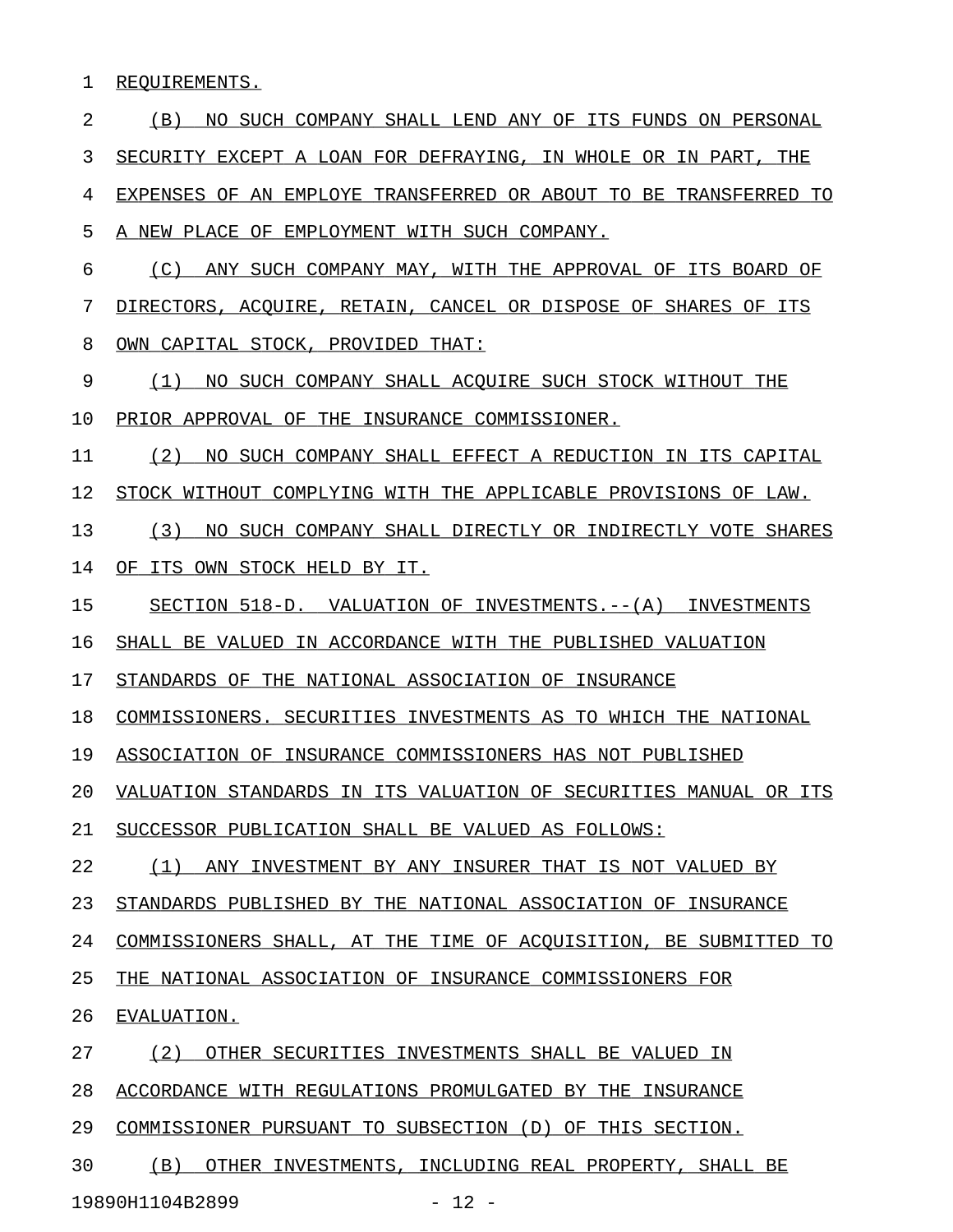REQUIREMENTS.

(B) NO SUCH COMPANY SHALL LEND ANY OF ITS FUNDS ON PERSONAL SECURITY EXCEPT A LOAN FOR DEFRAYING, IN WHOLE OR IN PART, THE EXPENSES OF AN EMPLOYE TRANSFERRED OR ABOUT TO BE TRANSFERRED TO A NEW PLACE OF EMPLOYMENT WITH SUCH COMPANY.

(C) ANY SUCH COMPANY MAY, WITH THE APPROVAL OF ITS BOARD OF DIRECTORS, ACQUIRE, RETAIN, CANCEL OR DISPOSE OF SHARES OF ITS OWN CAPITAL STOCK, PROVIDED THAT:

(1) NO SUCH COMPANY SHALL ACQUIRE SUCH STOCK WITHOUT THE PRIOR APPROVAL OF THE INSURANCE COMMISSIONER.

(2) NO SUCH COMPANY SHALL EFFECT A REDUCTION IN ITS CAPITAL STOCK WITHOUT COMPLYING WITH THE APPLICABLE PROVISIONS OF LAW.

(3) NO SUCH COMPANY SHALL DIRECTLY OR INDIRECTLY VOTE SHARES OF ITS OWN STOCK HELD BY IT.

SECTION 518-D. VALUATION OF INVESTMENTS.--(A) INVESTMENTS SHALL BE VALUED IN ACCORDANCE WITH THE PUBLISHED VALUATION STANDARDS OF THE NATIONAL ASSOCIATION OF INSURANCE COMMISSIONERS. SECURITIES INVESTMENTS AS TO WHICH THE NATIONAL ASSOCIATION OF INSURANCE COMMISSIONERS HAS NOT PUBLISHED VALUATION STANDARDS IN ITS VALUATION OF SECURITIES MANUAL OR ITS SUCCESSOR PUBLICATION SHALL BE VALUED AS FOLLOWS:

(1) ANY INVESTMENT BY ANY INSURER THAT IS NOT VALUED BY STANDARDS PUBLISHED BY THE NATIONAL ASSOCIATION OF INSURANCE COMMISSIONERS SHALL, AT THE TIME OF ACQUISITION, BE SUBMITTED TO THE NATIONAL ASSOCIATION OF INSURANCE COMMISSIONERS FOR EVALUATION.

(2) OTHER SECURITIES INVESTMENTS SHALL BE VALUED IN ACCORDANCE WITH REGULATIONS PROMULGATED BY THE INSURANCE COMMISSIONER PURSUANT TO SUBSECTION (D) OF THIS SECTION.

(B) OTHER INVESTMENTS, INCLUDING REAL PROPERTY, SHALL BE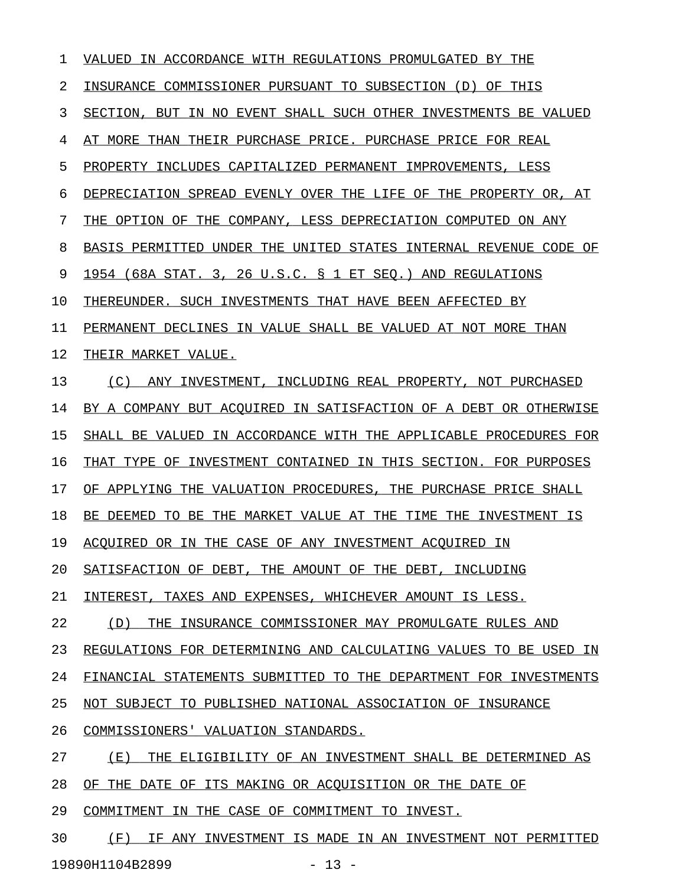VALUED IN ACCORDANCE WITH REGULATIONS PROMULGATED BY THE INSURANCE COMMISSIONER PURSUANT TO SUBSECTION (D) OF THIS SECTION, BUT IN NO EVENT SHALL SUCH OTHER INVESTMENTS BE VALUED AT MORE THAN THEIR PURCHASE PRICE. PURCHASE PRICE FOR REAL PROPERTY INCLUDES CAPITALIZED PERMANENT IMPROVEMENTS, LESS DEPRECIATION SPREAD EVENLY OVER THE LIFE OF THE PROPERTY OR, AT THE OPTION OF THE COMPANY, LESS DEPRECIATION COMPUTED ON ANY BASIS PERMITTED UNDER THE UNITED STATES INTERNAL REVENUE CODE OF 1954 (68A STAT. 3, 26 U.S.C. § 1 ET SEQ.) AND REGULATIONS THEREUNDER. SUCH INVESTMENTS THAT HAVE BEEN AFFECTED BY PERMANENT DECLINES IN VALUE SHALL BE VALUED AT NOT MORE THAN THEIR MARKET VALUE.

(C) ANY INVESTMENT, INCLUDING REAL PROPERTY, NOT PURCHASED BY A COMPANY BUT ACQUIRED IN SATISFACTION OF A DEBT OR OTHERWISE SHALL BE VALUED IN ACCORDANCE WITH THE APPLICABLE PROCEDURES FOR THAT TYPE OF INVESTMENT CONTAINED IN THIS SECTION. FOR PURPOSES OF APPLYING THE VALUATION PROCEDURES, THE PURCHASE PRICE SHALL BE DEEMED TO BE THE MARKET VALUE AT THE TIME THE INVESTMENT IS ACQUIRED OR IN THE CASE OF ANY INVESTMENT ACQUIRED IN SATISFACTION OF DEBT, THE AMOUNT OF THE DEBT, INCLUDING INTEREST, TAXES AND EXPENSES, WHICHEVER AMOUNT IS LESS.

(D) THE INSURANCE COMMISSIONER MAY PROMULGATE RULES AND REGULATIONS FOR DETERMINING AND CALCULATING VALUES TO BE USED IN FINANCIAL STATEMENTS SUBMITTED TO THE DEPARTMENT FOR INVESTMENTS NOT SUBJECT TO PUBLISHED NATIONAL ASSOCIATION OF INSURANCE COMMISSIONERS' VALUATION STANDARDS.

(E) THE ELIGIBILITY OF AN INVESTMENT SHALL BE DETERMINED AS OF THE DATE OF ITS MAKING OR ACQUISITION OR THE DATE OF COMMITMENT IN THE CASE OF COMMITMENT TO INVEST.

(F) IF ANY INVESTMENT IS MADE IN AN INVESTMENT NOT PERMITTED

19890H1104B2899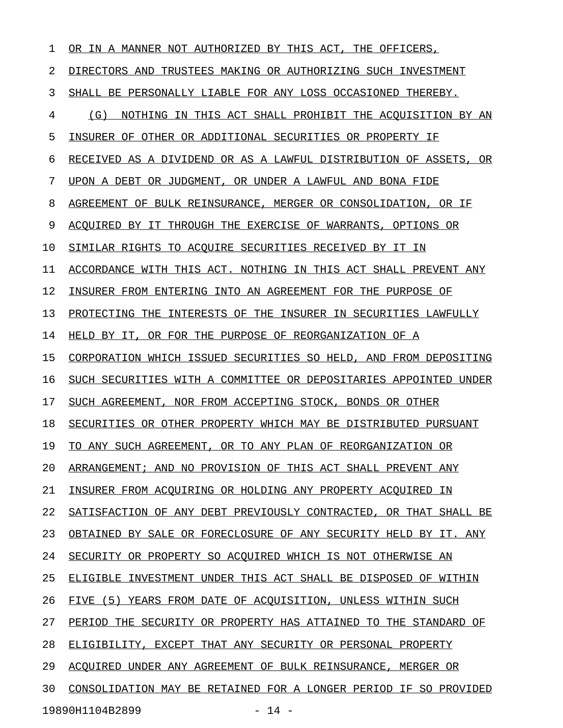OR IN A MANNER NOT AUTHORIZED BY THIS ACT, THE OFFICERS, DIRECTORS AND TRUSTEES MAKING OR AUTHORIZING SUCH INVESTMENT SHALL BE PERSONALLY LIABLE FOR ANY LOSS OCCASIONED THEREBY.

(G) NOTHING IN THIS ACT SHALL PROHIBIT THE ACQUISITION BY AN INSURER OF OTHER OR ADDITIONAL SECURITIES OR PROPERTY IF RECEIVED AS A DIVIDEND OR AS A LAWFUL DISTRIBUTION OF ASSETS, OR UPON A DEBT OR JUDGMENT, OR UNDER A LAWFUL AND BONA FIDE AGREEMENT OF BULK REINSURANCE, MERGER OR CONSOLIDATION, OR IF ACQUIRED BY IT THROUGH THE EXERCISE OF WARRANTS, OPTIONS OR SIMILAR RIGHTS TO ACQUIRE SECURITIES RECEIVED BY IT IN ACCORDANCE WITH THIS ACT. NOTHING IN THIS ACT SHALL PREVENT ANY INSURER FROM ENTERING INTO AN AGREEMENT FOR THE PURPOSE OF PROTECTING THE INTERESTS OF THE INSURER IN SECURITIES LAWFULLY HELD BY IT, OR FOR THE PURPOSE OF REORGANIZATION OF A CORPORATION WHICH ISSUED SECURITIES SO HELD, AND FROM DEPOSITING SUCH SECURITIES WITH A COMMITTEE OR DEPOSITARIES APPOINTED UNDER SUCH AGREEMENT, NOR FROM ACCEPTING STOCK, BONDS OR OTHER SECURITIES OR OTHER PROPERTY WHICH MAY BE DISTRIBUTED PURSUANT TO ANY SUCH AGREEMENT, OR TO ANY PLAN OF REORGANIZATION OR ARRANGEMENT; AND NO PROVISION OF THIS ACT SHALL PREVENT ANY INSURER FROM ACQUIRING OR HOLDING ANY PROPERTY ACQUIRED IN SATISFACTION OF ANY DEBT PREVIOUSLY CONTRACTED, OR THAT SHALL BE OBTAINED BY SALE OR FORECLOSURE OF ANY SECURITY HELD BY IT. ANY SECURITY OR PROPERTY SO ACQUIRED WHICH IS NOT OTHERWISE AN ELIGIBLE INVESTMENT UNDER THIS ACT SHALL BE DISPOSED OF WITHIN FIVE (5) YEARS FROM DATE OF ACQUISITION, UNLESS WITHIN SUCH PERIOD THE SECURITY OR PROPERTY HAS ATTAINED TO THE STANDARD OF ELIGIBILITY, EXCEPT THAT ANY SECURITY OR PERSONAL PROPERTY ACQUIRED UNDER ANY AGREEMENT OF BULK REINSURANCE, MERGER OR CONSOLIDATION MAY BE RETAINED FOR A LONGER PERIOD IF SO PROVIDED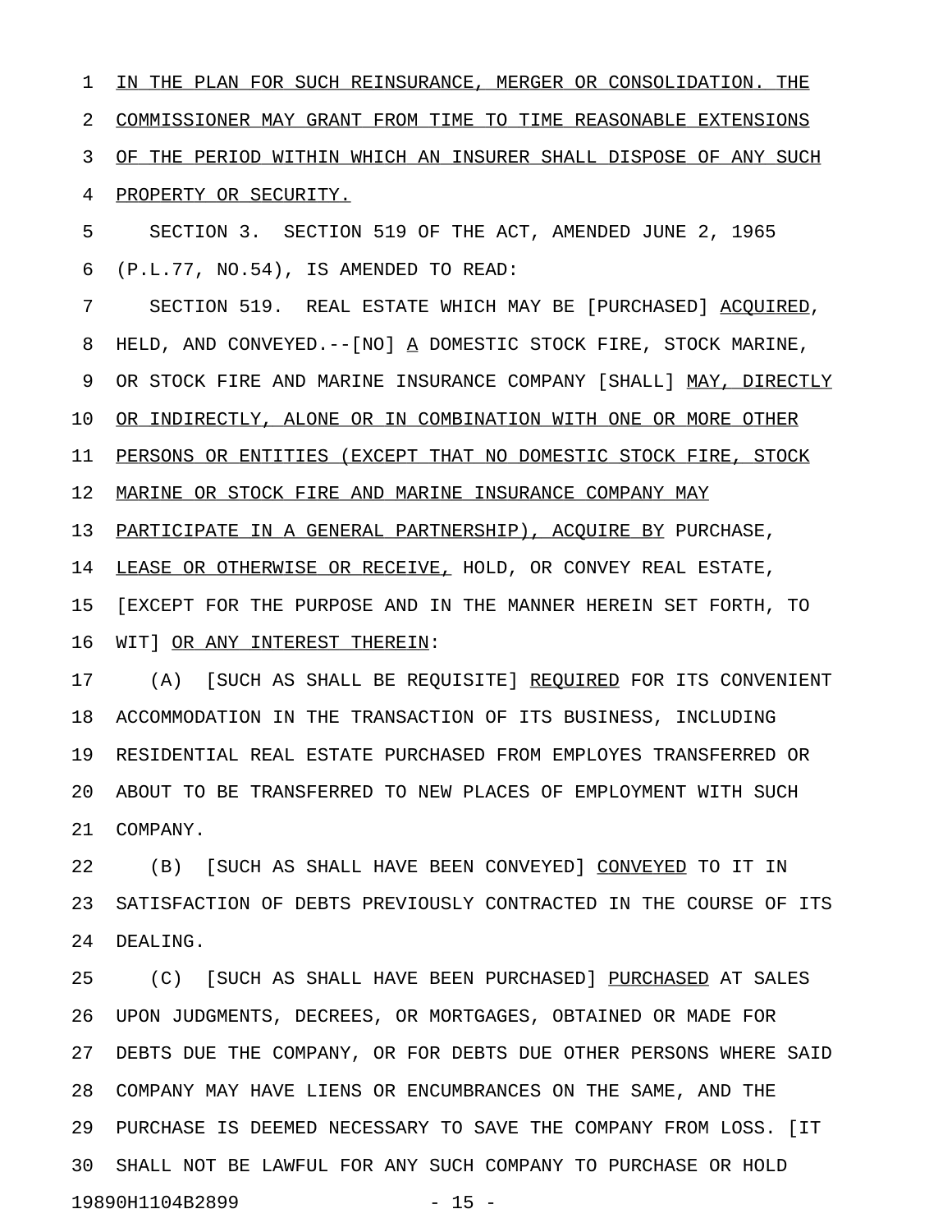IN THE PLAN FOR SUCH REINSURANCE, MERGER OR CONSOLIDATION. THE COMMISSIONER MAY GRANT FROM TIME TO TIME REASONABLE EXTENSIONS OF THE PERIOD WITHIN WHICH AN INSURER SHALL DISPOSE OF ANY SUCH PROPERTY OR SECURITY.

SECTION 3. SECTION 519 OF THE ACT, AMENDED JUNE 2, 1965 (P.L.77, NO.54), IS AMENDED TO READ:

SECTION 519. REAL ESTATE WHICH MAY BE [PURCHASED] ACQUIRED, HELD, AND CONVEYED.--[NO] A DOMESTIC STOCK FIRE, STOCK MARINE, OR STOCK FIRE AND MARINE INSURANCE COMPANY [SHALL] MAY, DIRECTLY OR INDIRECTLY, ALONE OR IN COMBINATION WITH ONE OR MORE OTHER PERSONS OR ENTITIES (EXCEPT THAT NO DOMESTIC STOCK FIRE, STOCK MARINE OR STOCK FIRE AND MARINE INSURANCE COMPANY MAY PARTICIPATE IN A GENERAL PARTNERSHIP), ACQUIRE BY PURCHASE, LEASE OR OTHERWISE OR RECEIVE, HOLD, OR CONVEY REAL ESTATE, [EXCEPT FOR THE PURPOSE AND IN THE MANNER HEREIN SET FORTH, TO WIT] OR ANY INTEREST THEREIN:

(A) [SUCH AS SHALL BE REQUISITE] REQUIRED FOR ITS CONVENIENT ACCOMMODATION IN THE TRANSACTION OF ITS BUSINESS, INCLUDING RESIDENTIAL REAL ESTATE PURCHASED FROM EMPLOYES TRANSFERRED OR ABOUT TO BE TRANSFERRED TO NEW PLACES OF EMPLOYMENT WITH SUCH COMPANY.

(B) [SUCH AS SHALL HAVE BEEN CONVEYED] CONVEYED TO IT IN SATISFACTION OF DEBTS PREVIOUSLY CONTRACTED IN THE COURSE OF ITS DEALING.

(C) [SUCH AS SHALL HAVE BEEN PURCHASED] PURCHASED AT SALES UPON JUDGMENTS, DECREES, OR MORTGAGES, OBTAINED OR MADE FOR DEBTS DUE THE COMPANY, OR FOR DEBTS DUE OTHER PERSONS WHERE SAID COMPANY MAY HAVE LIENS OR ENCUMBRANCES ON THE SAME, AND THE PURCHASE IS DEEMED NECESSARY TO SAVE THE COMPANY FROM LOSS. [IT SHALL NOT BE LAWFUL FOR ANY SUCH COMPANY TO PURCHASE OR HOLD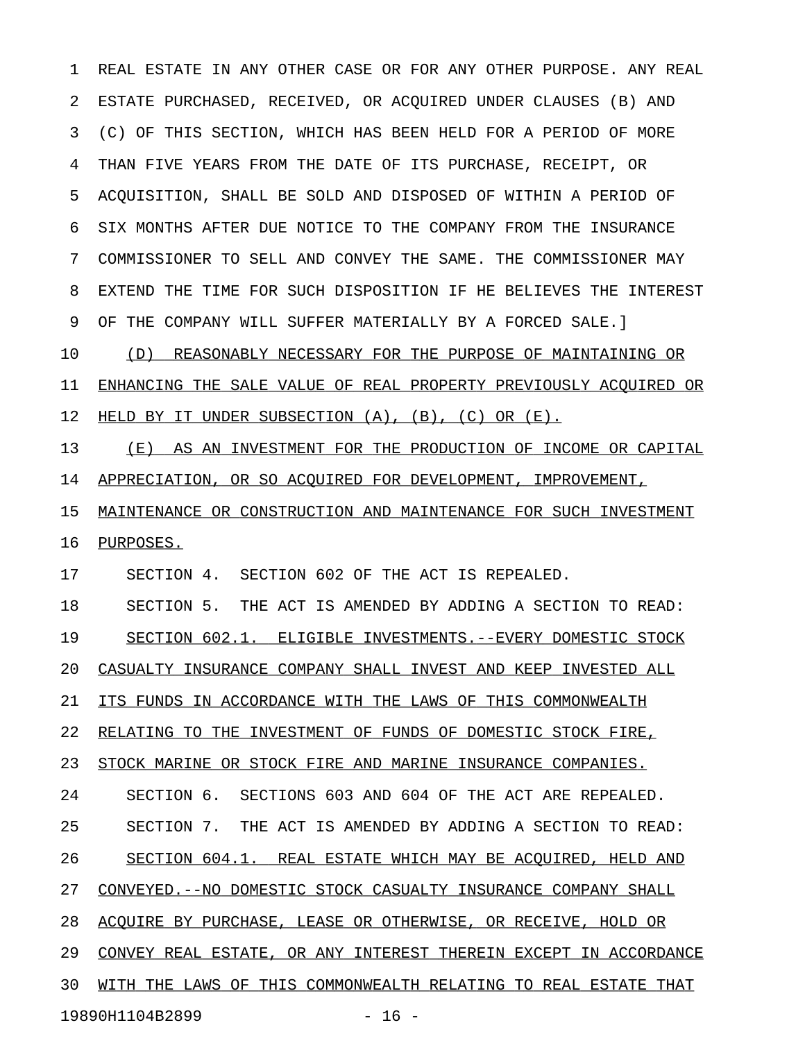REAL ESTATE IN ANY OTHER CASE OR FOR ANY OTHER PURPOSE. ANY REAL ESTATE PURCHASED, RECEIVED, OR ACQUIRED UNDER CLAUSES (B) AND (C) OF THIS SECTION, WHICH HAS BEEN HELD FOR A PERIOD OF MORE THAN FIVE YEARS FROM THE DATE OF ITS PURCHASE, RECEIPT, OR ACQUISITION, SHALL BE SOLD AND DISPOSED OF WITHIN A PERIOD OF SIX MONTHS AFTER DUE NOTICE TO THE COMPANY FROM THE INSURANCE COMMISSIONER TO SELL AND CONVEY THE SAME. THE COMMISSIONER MAY EXTEND THE TIME FOR SUCH DISPOSITION IF HE BELIEVES THE INTEREST OF THE COMPANY WILL SUFFER MATERIALLY BY A FORCED SALE.]

(D) REASONABLY NECESSARY FOR THE PURPOSE OF MAINTAINING OR ENHANCING THE SALE VALUE OF REAL PROPERTY PREVIOUSLY ACQUIRED OR HELD BY IT UNDER SUBSECTION (A), (B), (C) OR (E).

(E) AS AN INVESTMENT FOR THE PRODUCTION OF INCOME OR CAPITAL APPRECIATION, OR SO ACQUIRED FOR DEVELOPMENT, IMPROVEMENT, MAINTENANCE OR CONSTRUCTION AND MAINTENANCE FOR SUCH INVESTMENT PURPOSES.

SECTION 4. SECTION 602 OF THE ACT IS REPEALED.

SECTION 5. THE ACT IS AMENDED BY ADDING A SECTION TO READ:

SECTION 602.1. ELIGIBLE INVESTMENTS.--EVERY DOMESTIC STOCK CASUALTY INSURANCE COMPANY SHALL INVEST AND KEEP INVESTED ALL ITS FUNDS IN ACCORDANCE WITH THE LAWS OF THIS COMMONWEALTH RELATING TO THE INVESTMENT OF FUNDS OF DOMESTIC STOCK FIRE, STOCK MARINE OR STOCK FIRE AND MARINE INSURANCE COMPANIES.

SECTION 6. SECTIONS 603 AND 604 OF THE ACT ARE REPEALED.

SECTION 7. THE ACT IS AMENDED BY ADDING A SECTION TO READ:

SECTION 604.1. REAL ESTATE WHICH MAY BE ACQUIRED, HELD AND CONVEYED.--NO DOMESTIC STOCK CASUALTY INSURANCE COMPANY SHALL ACQUIRE BY PURCHASE, LEASE OR OTHERWISE, OR RECEIVE, HOLD OR CONVEY REAL ESTATE, OR ANY INTEREST THEREIN EXCEPT IN ACCORDANCE WITH THE LAWS OF THIS COMMONWEALTH RELATING TO REAL ESTATE THAT

19890H1104B2899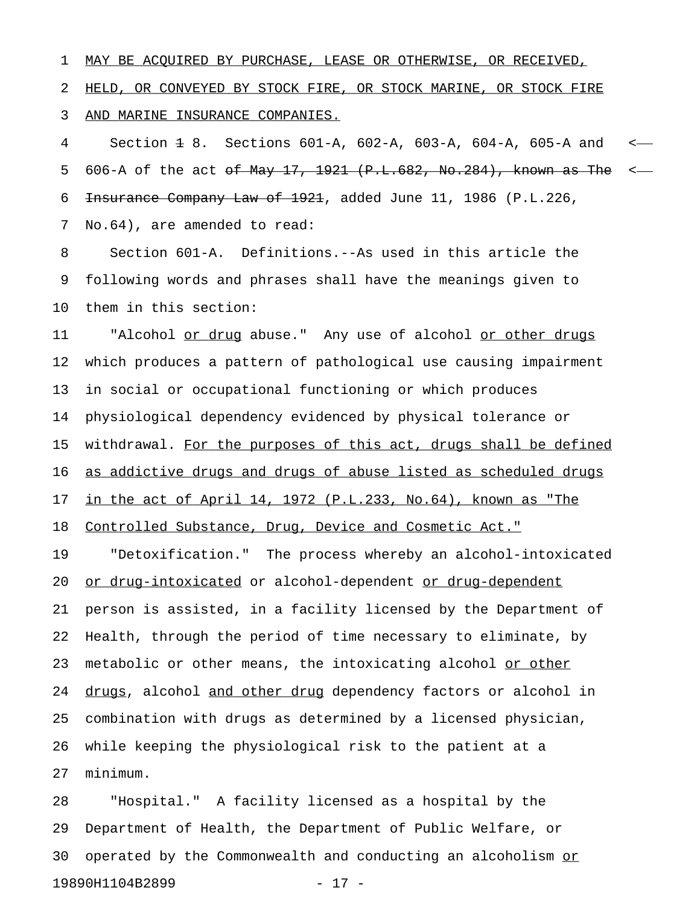MAY BE ACQUIRED BY PURCHASE, LEASE OR OTHERWISE, OR RECEIVED, HELD, OR CONVEYED BY STOCK FIRE, OR STOCK MARINE, OR STOCK FIRE AND MARINE INSURANCE COMPANIES.

Section ~~1~~ 8. Sections 601-A, 602-A, 603-A, 604-A, 605-A and 606-A of the act ~~of May 17, 1921 (P.L.682, No.284), known as The Insurance Company Law of 1921~~, added June 11, 1986 (P.L.226, No.64), are amended to read:

Section 601-A. Definitions.--As used in this article the following words and phrases shall have the meanings given to them in this section:

"Alcohol or drug abuse." Any use of alcohol or other drugs which produces a pattern of pathological use causing impairment in social or occupational functioning or which produces physiological dependency evidenced by physical tolerance or withdrawal. For the purposes of this act, drugs shall be defined as addictive drugs and drugs of abuse listed as scheduled drugs in the act of April 14, 1972 (P.L.233, No.64), known as "The Controlled Substance, Drug, Device and Cosmetic Act."

"Detoxification." The process whereby an alcohol-intoxicated or drug-intoxicated or alcohol-dependent or drug-dependent person is assisted, in a facility licensed by the Department of Health, through the period of time necessary to eliminate, by metabolic or other means, the intoxicating alcohol or other drugs, alcohol and other drug dependency factors or alcohol in combination with drugs as determined by a licensed physician, while keeping the physiological risk to the patient at a minimum.

"Hospital." A facility licensed as a hospital by the Department of Health, the Department of Public Welfare, or operated by the Commonwealth and conducting an alcoholism or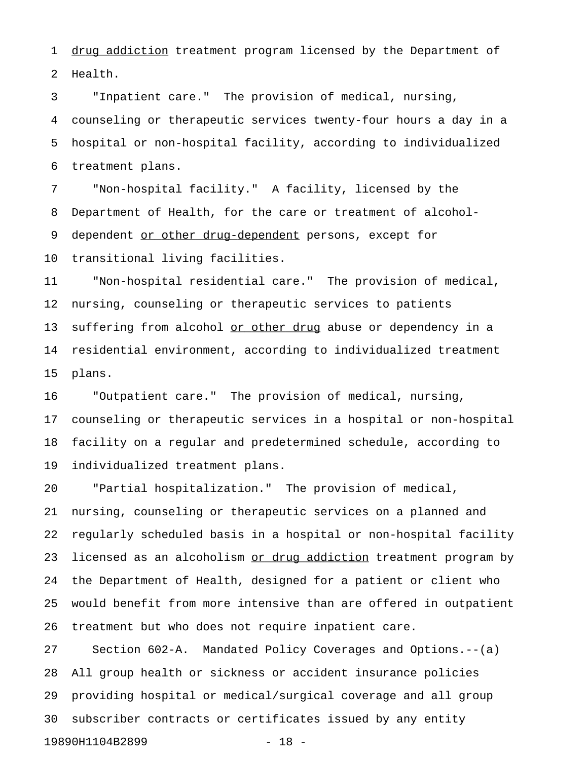<u>drug addiction</u> treatment program licensed by the Department of Health.

"Inpatient care." The provision of medical, nursing, counseling or therapeutic services twenty-four hours a day in a hospital or non-hospital facility, according to individualized treatment plans.

"Non-hospital facility." A facility, licensed by the Department of Health, for the care or treatment of alcohol-dependent <u>or other drug-dependent</u> persons, except for transitional living facilities.

"Non-hospital residential care." The provision of medical, nursing, counseling or therapeutic services to patients suffering from alcohol <u>or other drug</u> abuse or dependency in a residential environment, according to individualized treatment plans.

"Outpatient care." The provision of medical, nursing, counseling or therapeutic services in a hospital or non-hospital facility on a regular and predetermined schedule, according to individualized treatment plans.

"Partial hospitalization." The provision of medical, nursing, counseling or therapeutic services on a planned and regularly scheduled basis in a hospital or non-hospital facility licensed as an alcoholism <u>or drug addiction</u> treatment program by the Department of Health, designed for a patient or client who would benefit from more intensive than are offered in outpatient treatment but who does not require inpatient care.

Section 602-A. Mandated Policy Coverages and Options.--(a) All group health or sickness or accident insurance policies providing hospital or medical/surgical coverage and all group subscriber contracts or certificates issued by any entity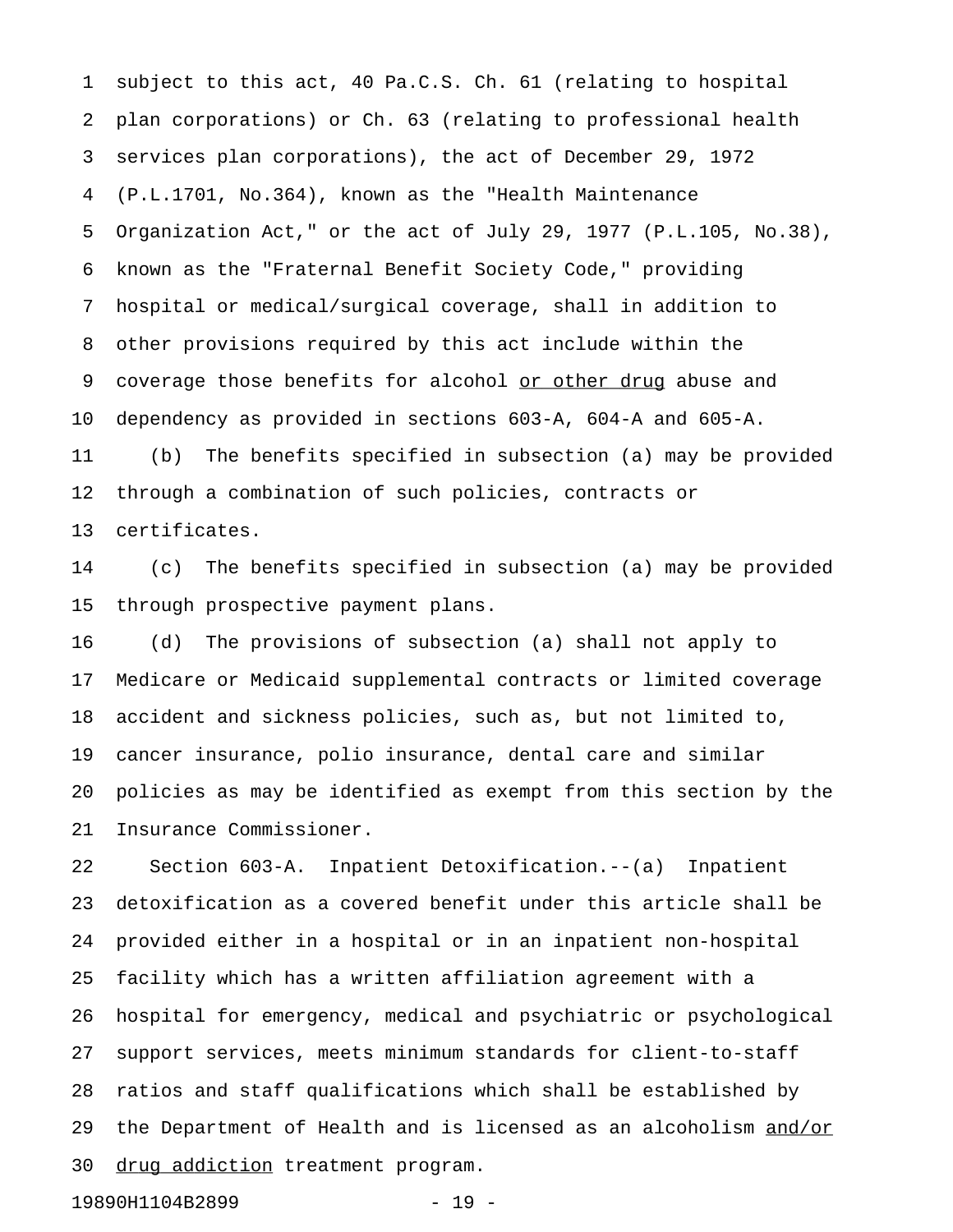subject to this act, 40 Pa.C.S. Ch. 61 (relating to hospital plan corporations) or Ch. 63 (relating to professional health services plan corporations), the act of December 29, 1972 (P.L.1701, No.364), known as the "Health Maintenance Organization Act," or the act of July 29, 1977 (P.L.105, No.38), known as the "Fraternal Benefit Society Code," providing hospital or medical/surgical coverage, shall in addition to other provisions required by this act include within the coverage those benefits for alcohol <u>or other drug</u> abuse and dependency as provided in sections 603-A, 604-A and 605-A.

(b) The benefits specified in subsection (a) may be provided through a combination of such policies, contracts or certificates.

(c) The benefits specified in subsection (a) may be provided through prospective payment plans.

(d) The provisions of subsection (a) shall not apply to Medicare or Medicaid supplemental contracts or limited coverage accident and sickness policies, such as, but not limited to, cancer insurance, polio insurance, dental care and similar policies as may be identified as exempt from this section by the Insurance Commissioner.

Section 603-A. Inpatient Detoxification.--(a) Inpatient detoxification as a covered benefit under this article shall be provided either in a hospital or in an inpatient non-hospital facility which has a written affiliation agreement with a hospital for emergency, medical and psychiatric or psychological support services, meets minimum standards for client-to-staff ratios and staff qualifications which shall be established by the Department of Health and is licensed as an alcoholism <u>and/or drug addiction</u> treatment program.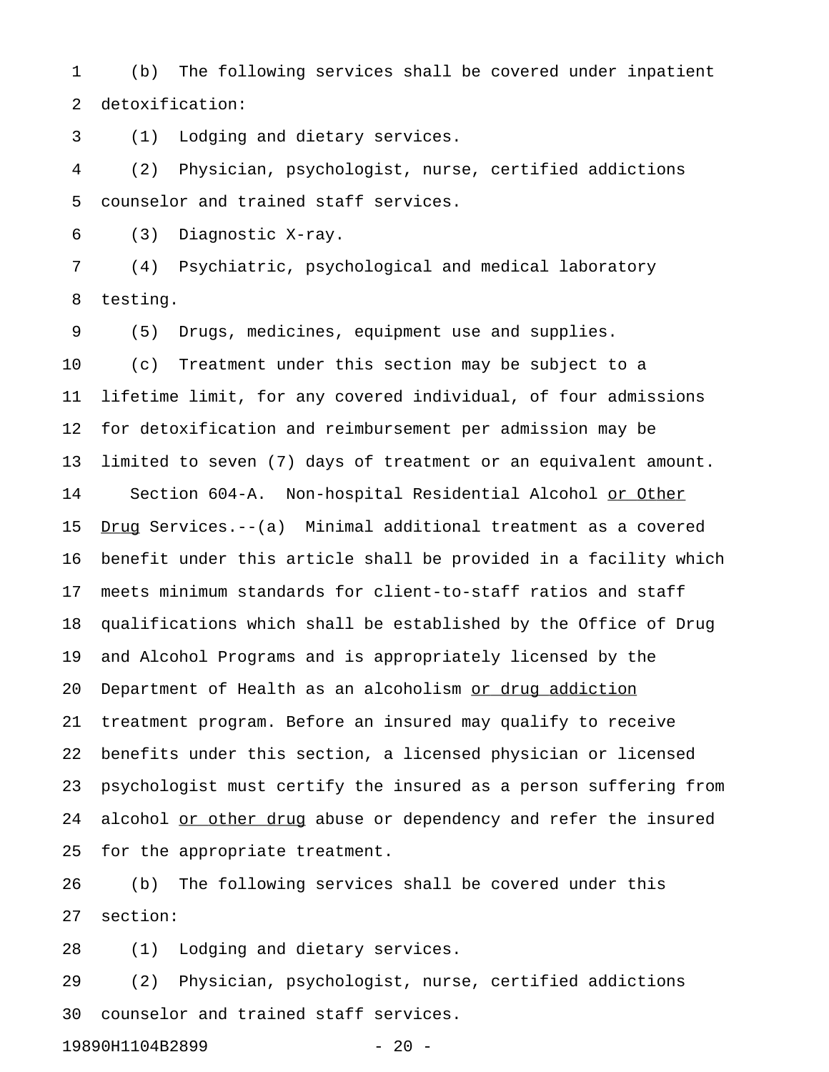(b) The following services shall be covered under inpatient detoxification:

(1) Lodging and dietary services.

(2) Physician, psychologist, nurse, certified addictions counselor and trained staff services.

(3) Diagnostic X-ray.

(4) Psychiatric, psychological and medical laboratory testing.

(5) Drugs, medicines, equipment use and supplies.

(c) Treatment under this section may be subject to a lifetime limit, for any covered individual, of four admissions for detoxification and reimbursement per admission may be limited to seven (7) days of treatment or an equivalent amount.

Section 604-A. Non-hospital Residential Alcohol <u>or Other Drug</u> Services.--(a) Minimal additional treatment as a covered benefit under this article shall be provided in a facility which meets minimum standards for client-to-staff ratios and staff qualifications which shall be established by the Office of Drug and Alcohol Programs and is appropriately licensed by the Department of Health as an alcoholism <u>or drug addiction</u> treatment program. Before an insured may qualify to receive benefits under this section, a licensed physician or licensed psychologist must certify the insured as a person suffering from alcohol <u>or other drug</u> abuse or dependency and refer the insured for the appropriate treatment.

(b) The following services shall be covered under this section:

(1) Lodging and dietary services.

(2) Physician, psychologist, nurse, certified addictions counselor and trained staff services.

19890H1104B2899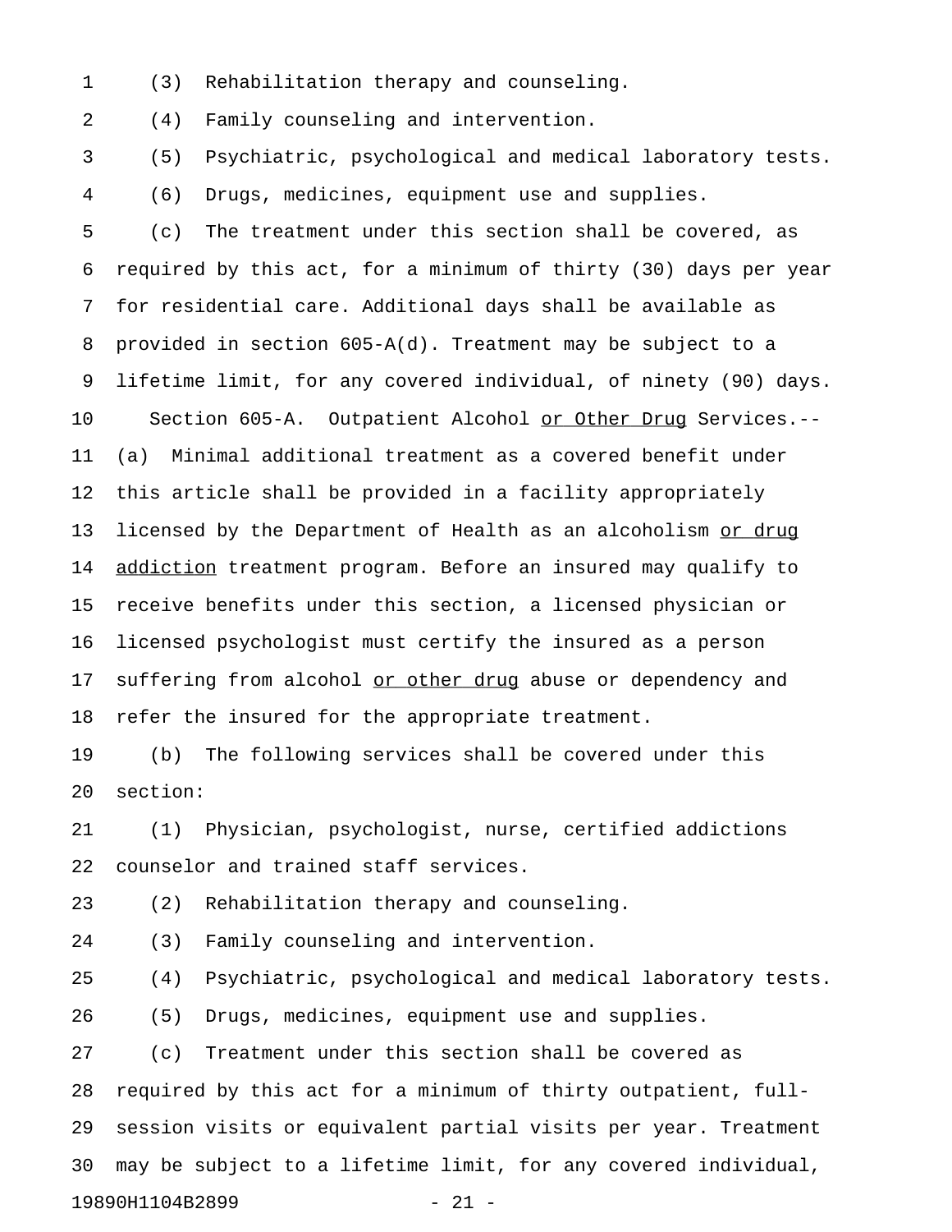(3) Rehabilitation therapy and counseling.

(4) Family counseling and intervention.

(5) Psychiatric, psychological and medical laboratory tests.

(6) Drugs, medicines, equipment use and supplies.

(c) The treatment under this section shall be covered, as required by this act, for a minimum of thirty (30) days per year for residential care. Additional days shall be available as provided in section 605-A(d). Treatment may be subject to a lifetime limit, for any covered individual, of ninety (90) days.

Section 605-A. Outpatient Alcohol <u>or Other Drug</u> Services.--(a) Minimal additional treatment as a covered benefit under this article shall be provided in a facility appropriately licensed by the Department of Health as an alcoholism <u>or drug addiction</u> treatment program. Before an insured may qualify to receive benefits under this section, a licensed physician or licensed psychologist must certify the insured as a person suffering from alcohol <u>or other drug</u> abuse or dependency and refer the insured for the appropriate treatment.

(b) The following services shall be covered under this section:

(1) Physician, psychologist, nurse, certified addictions counselor and trained staff services.

(2) Rehabilitation therapy and counseling.

(3) Family counseling and intervention.

(4) Psychiatric, psychological and medical laboratory tests.

(5) Drugs, medicines, equipment use and supplies.

(c) Treatment under this section shall be covered as required by this act for a minimum of thirty outpatient, full-session visits or equivalent partial visits per year. Treatment may be subject to a lifetime limit, for any covered individual,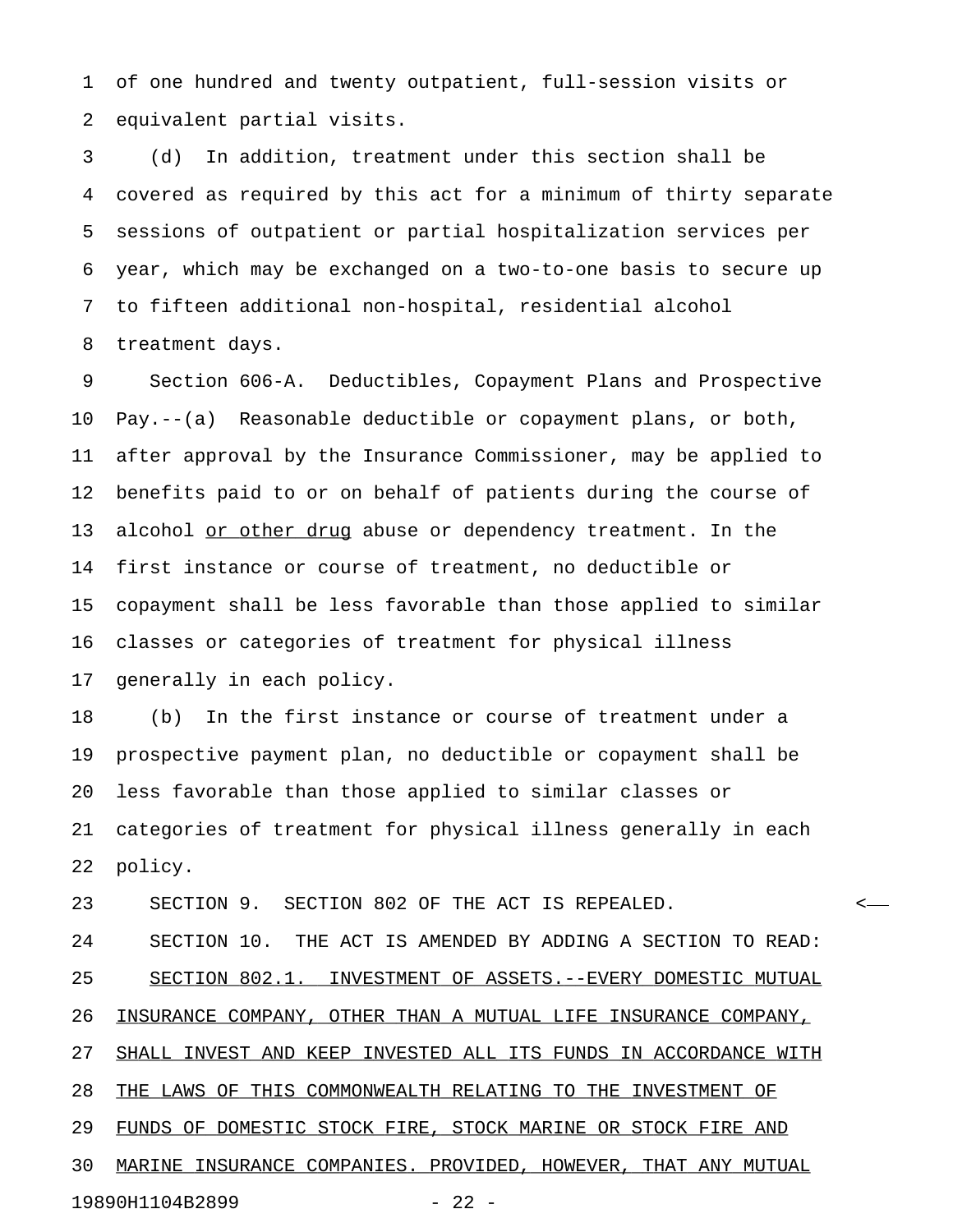of one hundred and twenty outpatient, full-session visits or equivalent partial visits.

(d) In addition, treatment under this section shall be covered as required by this act for a minimum of thirty separate sessions of outpatient or partial hospitalization services per year, which may be exchanged on a two-to-one basis to secure up to fifteen additional non-hospital, residential alcohol treatment days.

Section 606-A. Deductibles, Copayment Plans and Prospective Pay.--(a) Reasonable deductible or copayment plans, or both, after approval by the Insurance Commissioner, may be applied to benefits paid to or on behalf of patients during the course of alcohol <u>or other drug</u> abuse or dependency treatment. In the first instance or course of treatment, no deductible or copayment shall be less favorable than those applied to similar classes or categories of treatment for physical illness generally in each policy.

(b) In the first instance or course of treatment under a prospective payment plan, no deductible or copayment shall be less favorable than those applied to similar classes or categories of treatment for physical illness generally in each policy.

SECTION 9. SECTION 802 OF THE ACT IS REPEALED.

SECTION 10. THE ACT IS AMENDED BY ADDING A SECTION TO READ:

<u>SECTION 802.1. INVESTMENT OF ASSETS.--EVERY DOMESTIC MUTUAL INSURANCE COMPANY, OTHER THAN A MUTUAL LIFE INSURANCE COMPANY, SHALL INVEST AND KEEP INVESTED ALL ITS FUNDS IN ACCORDANCE WITH THE LAWS OF THIS COMMONWEALTH RELATING TO THE INVESTMENT OF FUNDS OF DOMESTIC STOCK FIRE, STOCK MARINE OR STOCK FIRE AND MARINE INSURANCE COMPANIES. PROVIDED, HOWEVER, THAT ANY MUTUAL</u>

19890H1104B2899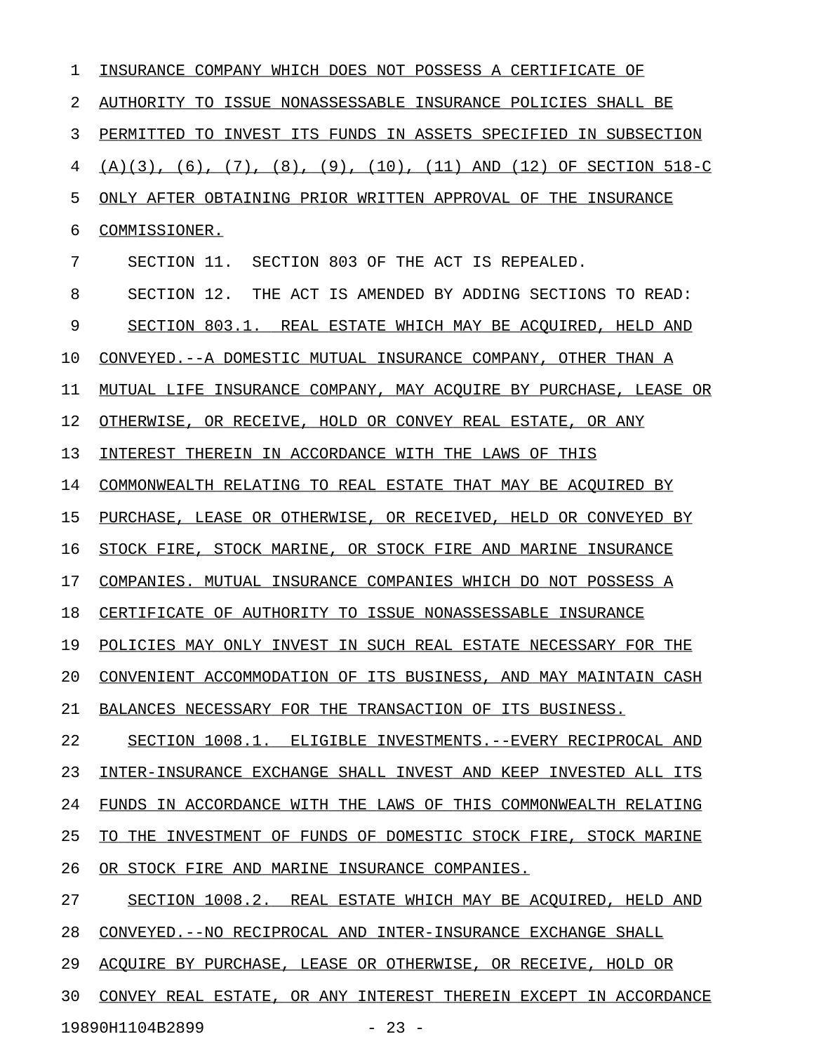INSURANCE COMPANY WHICH DOES NOT POSSESS A CERTIFICATE OF AUTHORITY TO ISSUE NONASSESSABLE INSURANCE POLICIES SHALL BE PERMITTED TO INVEST ITS FUNDS IN ASSETS SPECIFIED IN SUBSECTION (A)(3), (6), (7), (8), (9), (10), (11) AND (12) OF SECTION 518-C ONLY AFTER OBTAINING PRIOR WRITTEN APPROVAL OF THE INSURANCE COMMISSIONER.

SECTION 11. SECTION 803 OF THE ACT IS REPEALED.

SECTION 12. THE ACT IS AMENDED BY ADDING SECTIONS TO READ:

SECTION 803.1. REAL ESTATE WHICH MAY BE ACQUIRED, HELD AND CONVEYED.--A DOMESTIC MUTUAL INSURANCE COMPANY, OTHER THAN A MUTUAL LIFE INSURANCE COMPANY, MAY ACQUIRE BY PURCHASE, LEASE OR OTHERWISE, OR RECEIVE, HOLD OR CONVEY REAL ESTATE, OR ANY INTEREST THEREIN IN ACCORDANCE WITH THE LAWS OF THIS COMMONWEALTH RELATING TO REAL ESTATE THAT MAY BE ACQUIRED BY PURCHASE, LEASE OR OTHERWISE, OR RECEIVED, HELD OR CONVEYED BY STOCK FIRE, STOCK MARINE, OR STOCK FIRE AND MARINE INSURANCE COMPANIES. MUTUAL INSURANCE COMPANIES WHICH DO NOT POSSESS A CERTIFICATE OF AUTHORITY TO ISSUE NONASSESSABLE INSURANCE POLICIES MAY ONLY INVEST IN SUCH REAL ESTATE NECESSARY FOR THE CONVENIENT ACCOMMODATION OF ITS BUSINESS, AND MAY MAINTAIN CASH BALANCES NECESSARY FOR THE TRANSACTION OF ITS BUSINESS.

SECTION 1008.1. ELIGIBLE INVESTMENTS.--EVERY RECIPROCAL AND INTER-INSURANCE EXCHANGE SHALL INVEST AND KEEP INVESTED ALL ITS FUNDS IN ACCORDANCE WITH THE LAWS OF THIS COMMONWEALTH RELATING TO THE INVESTMENT OF FUNDS OF DOMESTIC STOCK FIRE, STOCK MARINE OR STOCK FIRE AND MARINE INSURANCE COMPANIES.

SECTION 1008.2. REAL ESTATE WHICH MAY BE ACQUIRED, HELD AND CONVEYED.--NO RECIPROCAL AND INTER-INSURANCE EXCHANGE SHALL ACQUIRE BY PURCHASE, LEASE OR OTHERWISE, OR RECEIVE, HOLD OR CONVEY REAL ESTATE, OR ANY INTEREST THEREIN EXCEPT IN ACCORDANCE

19890H1104B2899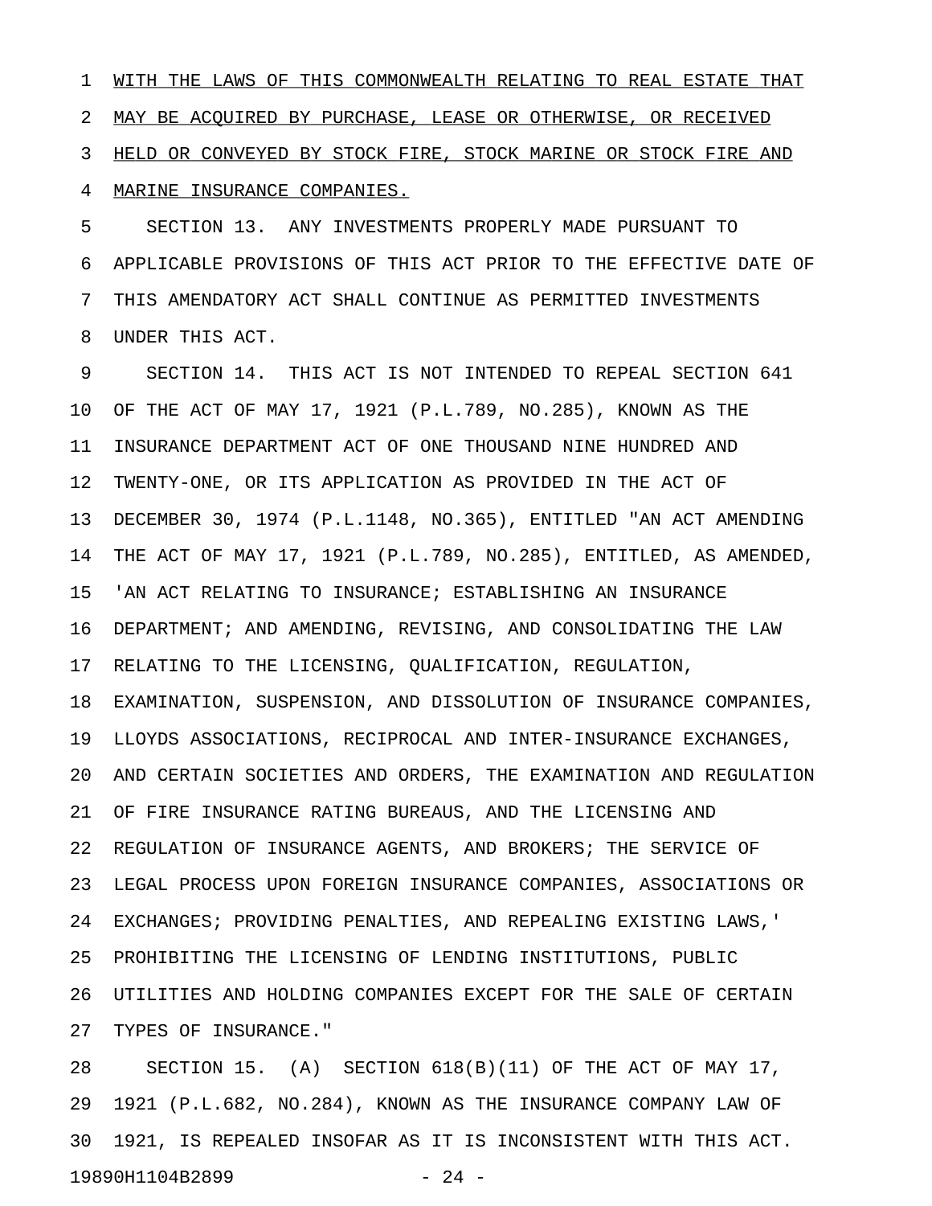WITH THE LAWS OF THIS COMMONWEALTH RELATING TO REAL ESTATE THAT MAY BE ACQUIRED BY PURCHASE, LEASE OR OTHERWISE, OR RECEIVED HELD OR CONVEYED BY STOCK FIRE, STOCK MARINE OR STOCK FIRE AND MARINE INSURANCE COMPANIES.

SECTION 13. ANY INVESTMENTS PROPERLY MADE PURSUANT TO APPLICABLE PROVISIONS OF THIS ACT PRIOR TO THE EFFECTIVE DATE OF THIS AMENDATORY ACT SHALL CONTINUE AS PERMITTED INVESTMENTS UNDER THIS ACT.

SECTION 14. THIS ACT IS NOT INTENDED TO REPEAL SECTION 641 OF THE ACT OF MAY 17, 1921 (P.L.789, NO.285), KNOWN AS THE INSURANCE DEPARTMENT ACT OF ONE THOUSAND NINE HUNDRED AND TWENTY-ONE, OR ITS APPLICATION AS PROVIDED IN THE ACT OF DECEMBER 30, 1974 (P.L.1148, NO.365), ENTITLED "AN ACT AMENDING THE ACT OF MAY 17, 1921 (P.L.789, NO.285), ENTITLED, AS AMENDED, 'AN ACT RELATING TO INSURANCE; ESTABLISHING AN INSURANCE DEPARTMENT; AND AMENDING, REVISING, AND CONSOLIDATING THE LAW RELATING TO THE LICENSING, QUALIFICATION, REGULATION, EXAMINATION, SUSPENSION, AND DISSOLUTION OF INSURANCE COMPANIES, LLOYDS ASSOCIATIONS, RECIPROCAL AND INTER-INSURANCE EXCHANGES, AND CERTAIN SOCIETIES AND ORDERS, THE EXAMINATION AND REGULATION OF FIRE INSURANCE RATING BUREAUS, AND THE LICENSING AND REGULATION OF INSURANCE AGENTS, AND BROKERS; THE SERVICE OF LEGAL PROCESS UPON FOREIGN INSURANCE COMPANIES, ASSOCIATIONS OR EXCHANGES; PROVIDING PENALTIES, AND REPEALING EXISTING LAWS,' PROHIBITING THE LICENSING OF LENDING INSTITUTIONS, PUBLIC UTILITIES AND HOLDING COMPANIES EXCEPT FOR THE SALE OF CERTAIN TYPES OF INSURANCE."

SECTION 15. (A) SECTION 618(B)(11) OF THE ACT OF MAY 17, 1921 (P.L.682, NO.284), KNOWN AS THE INSURANCE COMPANY LAW OF 1921, IS REPEALED INSOFAR AS IT IS INCONSISTENT WITH THIS ACT.

19890H1104B2899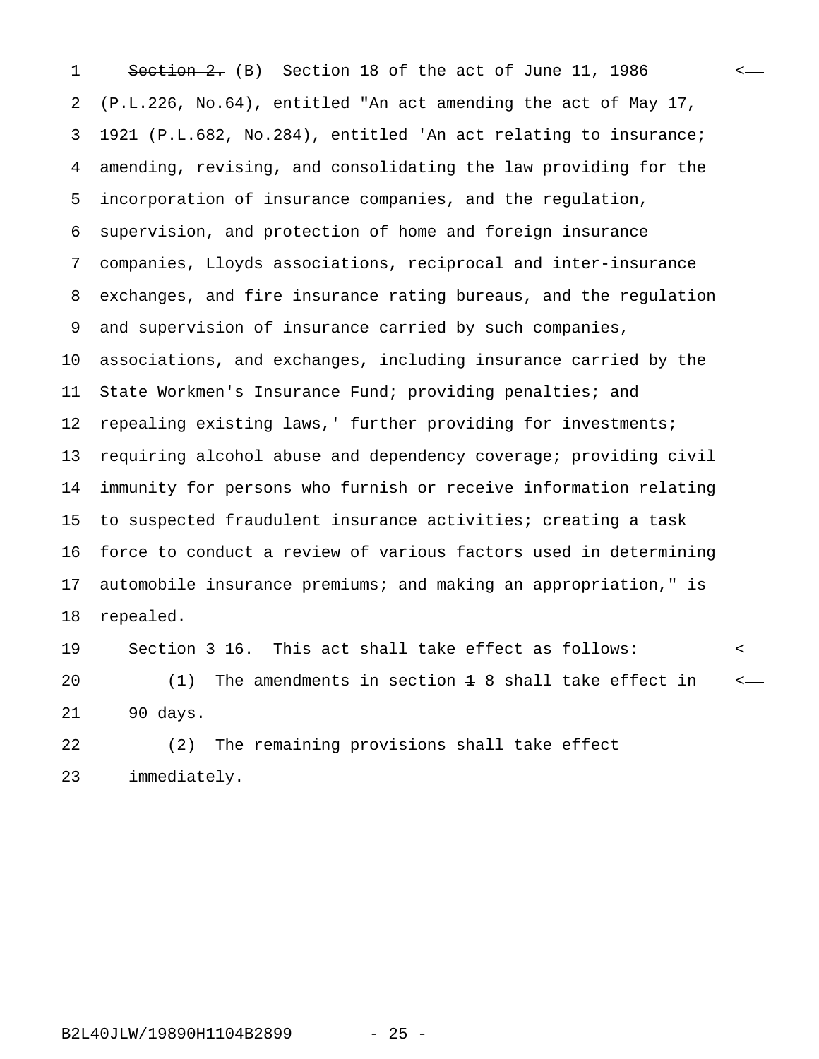~~Section 2.~~ (B) Section 18 of the act of June 11, 1986 (P.L.226, No.64), entitled "An act amending the act of May 17, 1921 (P.L.682, No.284), entitled 'An act relating to insurance; amending, revising, and consolidating the law providing for the incorporation of insurance companies, and the regulation, supervision, and protection of home and foreign insurance companies, Lloyds associations, reciprocal and inter-insurance exchanges, and fire insurance rating bureaus, and the regulation and supervision of insurance carried by such companies, associations, and exchanges, including insurance carried by the State Workmen's Insurance Fund; providing penalties; and repealing existing laws,' further providing for investments; requiring alcohol abuse and dependency coverage; providing civil immunity for persons who furnish or receive information relating to suspected fraudulent insurance activities; creating a task force to conduct a review of various factors used in determining automobile insurance premiums; and making an appropriation," is repealed.

Section ~~3~~ 16. This act shall take effect as follows:

(1) The amendments in section ~~1~~ 8 shall take effect in 90 days.

(2) The remaining provisions shall take effect immediately.